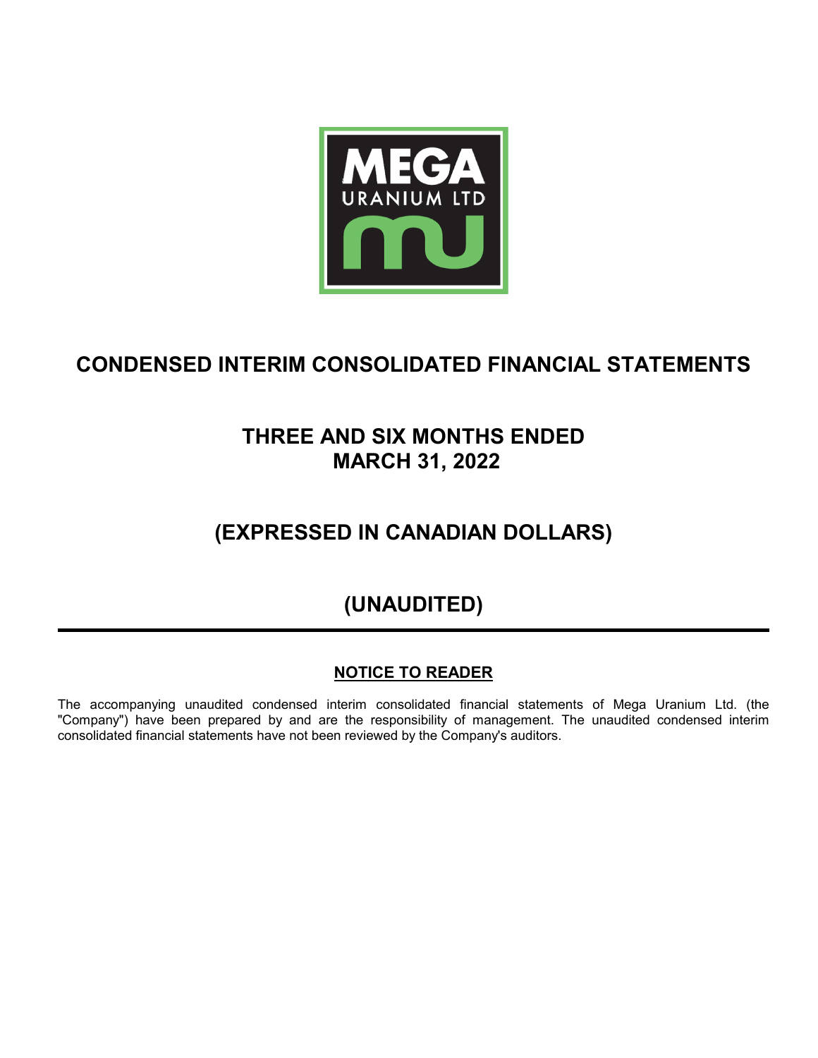MEGA URANIUM LTD

# CONDENSED INTERIM CONSOLIDATED FINANCIAL STATEMENTS

## THREE AND SIX MONTHS ENDED MARCH 31, 2022

## (EXPRESSED IN CANADIAN DOLLARS)

## (UNAUDITED)

---

**NOTICE TO READER**

The accompanying unaudited condensed interim consolidated financial statements of Mega Uranium Ltd. (the "Company") have been prepared by and are the responsibility of management. The unaudited condensed interim consolidated financial statements have not been reviewed by the Company's auditors.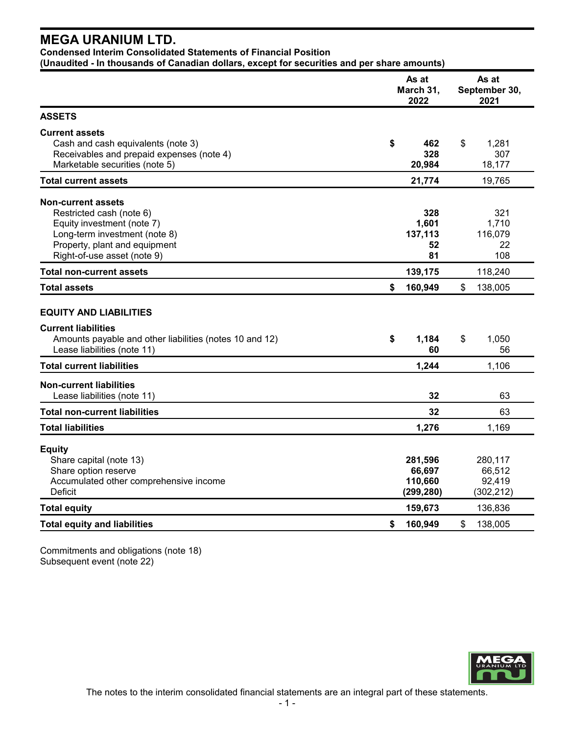# MEGA URANIUM LTD.

**Condensed Interim Consolidated Statements of Financial Position**
**(Unaudited - In thousands of Canadian dollars, except for securities and per share amounts)**

| | As at March 31, 2022 | As at September 30, 2021 |
|---|---|---|
| **ASSETS** | | |
| **Current assets** | | |
| Cash and cash equivalents (note 3) | **$ 462** | $ 1,281 |
| Receivables and prepaid expenses (note 4) | **328** | 307 |
| Marketable securities (note 5) | **20,984** | 18,177 |
| **Total current assets** | **21,774** | 19,765 |
| **Non-current assets** | | |
| Restricted cash (note 6) | **328** | 321 |
| Equity investment (note 7) | **1,601** | 1,710 |
| Long-term investment (note 8) | **137,113** | 116,079 |
| Property, plant and equipment | **52** | 22 |
| Right-of-use asset (note 9) | **81** | 108 |
| **Total non-current assets** | **139,175** | 118,240 |
| **Total assets** | **$ 160,949** | $ 138,005 |
| **EQUITY AND LIABILITIES** | | |
| **Current liabilities** | | |
| Amounts payable and other liabilities (notes 10 and 12) | **$ 1,184** | $ 1,050 |
| Lease liabilities (note 11) | **60** | 56 |
| **Total current liabilities** | **1,244** | 1,106 |
| **Non-current liabilities** | | |
| Lease liabilities (note 11) | **32** | 63 |
| **Total non-current liabilities** | **32** | 63 |
| **Total liabilities** | **1,276** | 1,169 |
| **Equity** | | |
| Share capital (note 13) | **281,596** | 280,117 |
| Share option reserve | **66,697** | 66,512 |
| Accumulated other comprehensive income | **110,660** | 92,419 |
| Deficit | **(299,280)** | (302,212) |
| **Total equity** | **159,673** | 136,836 |
| **Total equity and liabilities** | **$ 160,949** | $ 138,005 |

Commitments and obligations (note 18)
Subsequent event (note 22)

The notes to the interim consolidated financial statements are an integral part of these statements.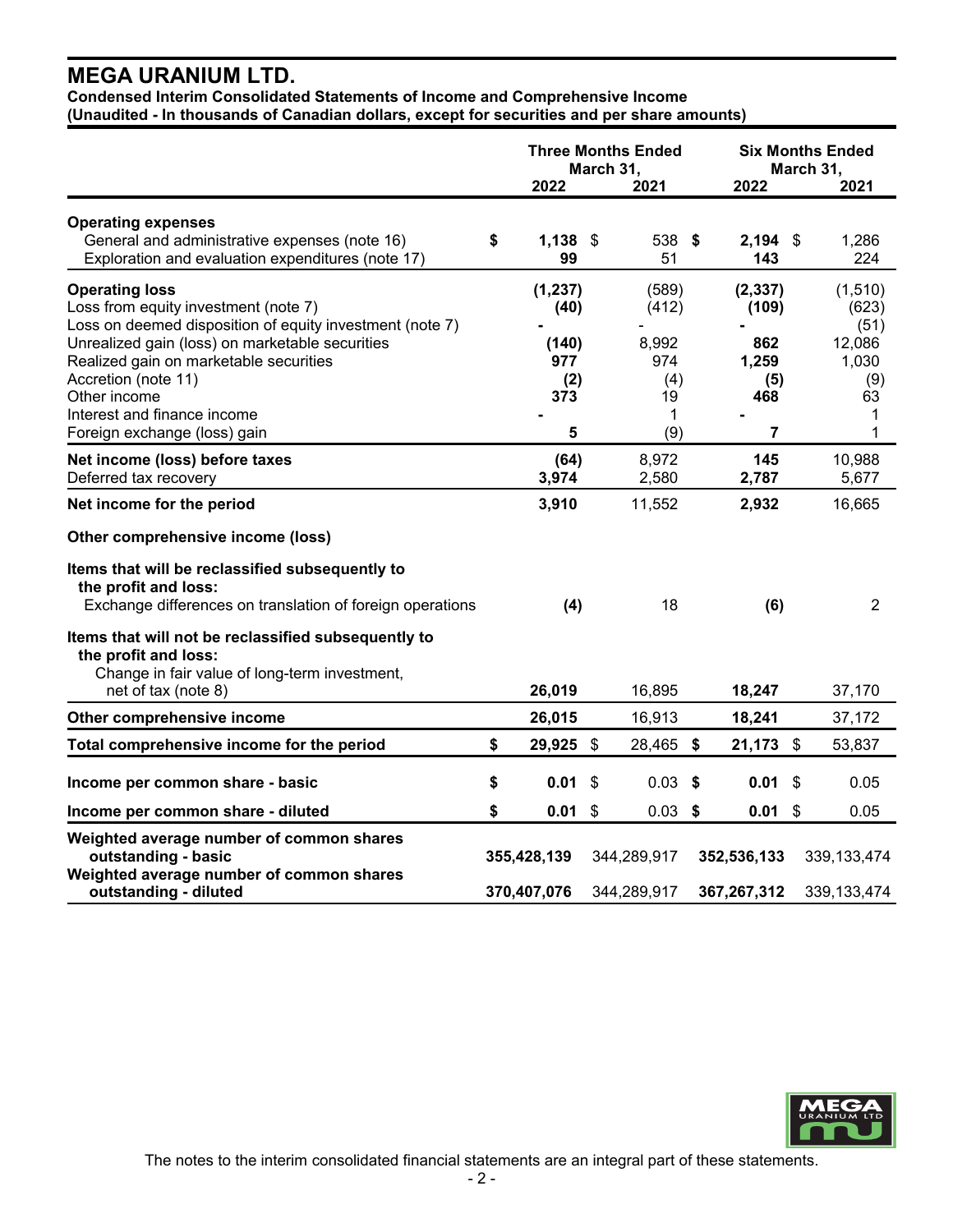# MEGA URANIUM LTD.

**Condensed Interim Consolidated Statements of Income and Comprehensive Income**
**(Unaudited - In thousands of Canadian dollars, except for securities and per share amounts)**

| | Three Months Ended March 31, | | Six Months Ended March 31, | |
|---|---|---|---|---|
| | **2022** | 2021 | **2022** | 2021 |
| **Operating expenses** | | | | |
| General and administrative expenses (note 16) | **$ 1,138** | $ 538 | **$ 2,194** | $ 1,286 |
| Exploration and evaluation expenditures (note 17) | **99** | 51 | **143** | 224 |
| **Operating loss** | **(1,237)** | (589) | **(2,337)** | (1,510) |
| Loss from equity investment (note 7) | **(40)** | (412) | **(109)** | (623) |
| Loss on deemed disposition of equity investment (note 7) | **-** | - | **-** | (51) |
| Unrealized gain (loss) on marketable securities | **(140)** | 8,992 | **862** | 12,086 |
| Realized gain on marketable securities | **977** | 974 | **1,259** | 1,030 |
| Accretion (note 11) | **(2)** | (4) | **(5)** | (9) |
| Other income | **373** | 19 | **468** | 63 |
| Interest and finance income | **-** | 1 | **-** | 1 |
| Foreign exchange (loss) gain | **5** | (9) | **7** | 1 |
| **Net income (loss) before taxes** | **(64)** | 8,972 | **145** | 10,988 |
| Deferred tax recovery | **3,974** | 2,580 | **2,787** | 5,677 |
| **Net income for the period** | **3,910** | 11,552 | **2,932** | 16,665 |
| **Other comprehensive income (loss)** | | | | |
| **Items that will be reclassified subsequently to the profit and loss:** | | | | |
| Exchange differences on translation of foreign operations | **(4)** | 18 | **(6)** | 2 |
| **Items that will not be reclassified subsequently to the profit and loss:** | | | | |
| Change in fair value of long-term investment, net of tax (note 8) | **26,019** | 16,895 | **18,247** | 37,170 |
| **Other comprehensive income** | **26,015** | 16,913 | **18,241** | 37,172 |
| **Total comprehensive income for the period** | **$ 29,925** | $ 28,465 | **$ 21,173** | $ 53,837 |
| **Income per common share - basic** | **$ 0.01** | $ 0.03 | **$ 0.01** | $ 0.05 |
| **Income per common share - diluted** | **$ 0.01** | $ 0.03 | **$ 0.01** | $ 0.05 |
| **Weighted average number of common shares outstanding - basic** | **355,428,139** | 344,289,917 | **352,536,133** | 339,133,474 |
| **Weighted average number of common shares outstanding - diluted** | **370,407,076** | 344,289,917 | **367,267,312** | 339,133,474 |

The notes to the interim consolidated financial statements are an integral part of these statements.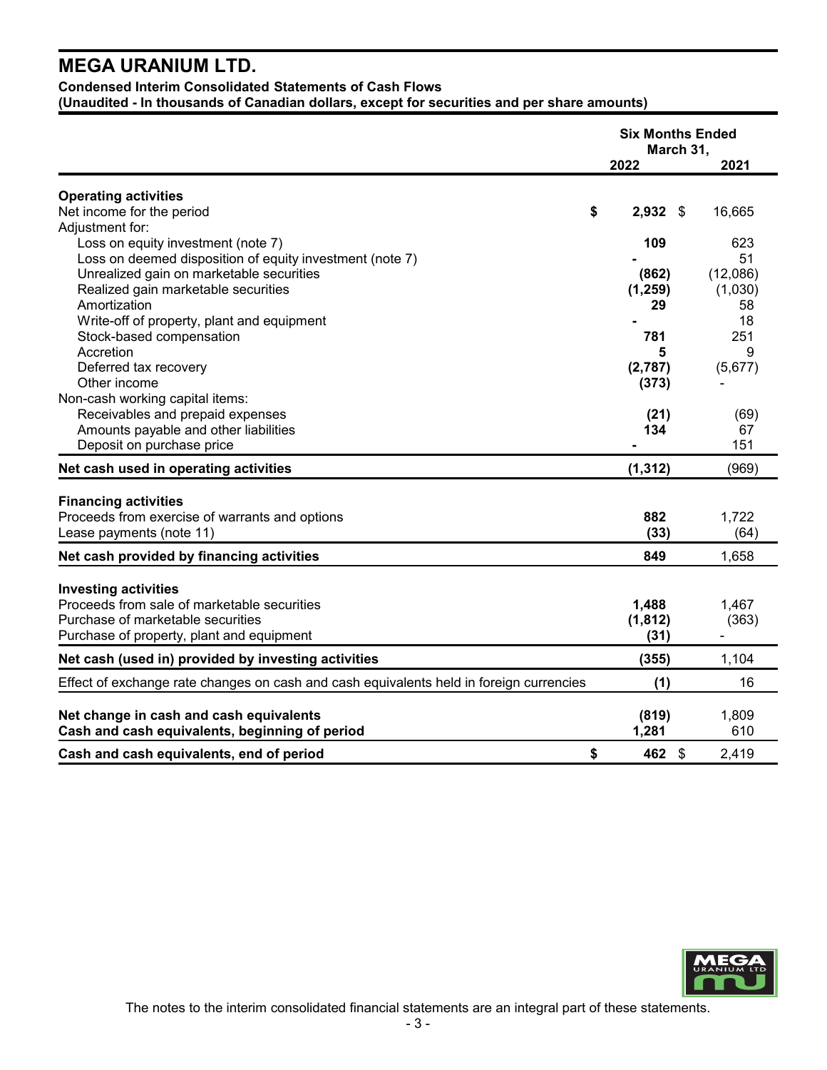# MEGA URANIUM LTD.

**Condensed Interim Consolidated Statements of Cash Flows**
**(Unaudited - In thousands of Canadian dollars, except for securities and per share amounts)**

| | Six Months Ended March 31, 2022 | Six Months Ended March 31, 2021 |
|---|---|---|
| **Operating activities** | | |
| Net income for the period | **$ 2,932** | $ 16,665 |
| Adjustment for: | | |
| Loss on equity investment (note 7) | **109** | 623 |
| Loss on deemed disposition of equity investment (note 7) | **-** | 51 |
| Unrealized gain on marketable securities | **(862)** | (12,086) |
| Realized gain marketable securities | **(1,259)** | (1,030) |
| Amortization | **29** | 58 |
| Write-off of property, plant and equipment | **-** | 18 |
| Stock-based compensation | **781** | 251 |
| Accretion | **5** | 9 |
| Deferred tax recovery | **(2,787)** | (5,677) |
| Other income | **(373)** | - |
| Non-cash working capital items: | | |
| Receivables and prepaid expenses | **(21)** | (69) |
| Amounts payable and other liabilities | **134** | 67 |
| Deposit on purchase price | **-** | 151 |
| **Net cash used in operating activities** | **(1,312)** | (969) |
| **Financing activities** | | |
| Proceeds from exercise of warrants and options | **882** | 1,722 |
| Lease payments (note 11) | **(33)** | (64) |
| **Net cash provided by financing activities** | **849** | 1,658 |
| **Investing activities** | | |
| Proceeds from sale of marketable securities | **1,488** | 1,467 |
| Purchase of marketable securities | **(1,812)** | (363) |
| Purchase of property, plant and equipment | **(31)** | - |
| **Net cash (used in) provided by investing activities** | **(355)** | 1,104 |
| Effect of exchange rate changes on cash and cash equivalents held in foreign currencies | **(1)** | 16 |
| **Net change in cash and cash equivalents** | **(819)** | 1,809 |
| **Cash and cash equivalents, beginning of period** | **1,281** | 610 |
| **Cash and cash equivalents, end of period** | **$ 462** | $ 2,419 |

The notes to the interim consolidated financial statements are an integral part of these statements.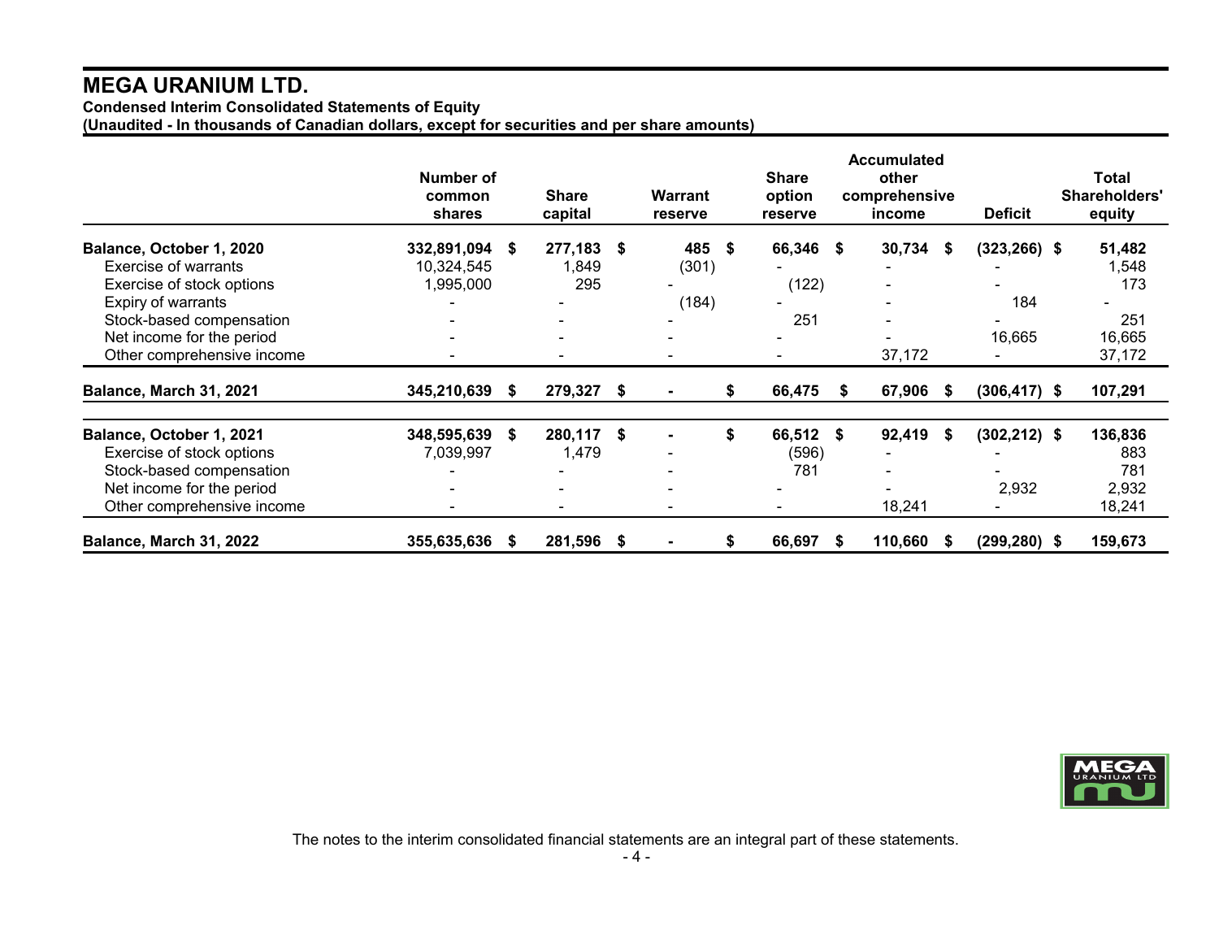# MEGA URANIUM LTD.

**Condensed Interim Consolidated Statements of Equity**
**(Unaudited - In thousands of Canadian dollars, except for securities and per share amounts)**

| | Number of common shares | Share capital | Warrant reserve | Share option reserve | Accumulated other comprehensive income | Deficit | Total Shareholders' equity |
|---|---|---|---|---|---|---|---|
| **Balance, October 1, 2020** | **332,891,094** | **$ 277,183** | **$ 485** | **$ 66,346** | **$ 30,734** | **$ (323,266)** | **$ 51,482** |
| Exercise of warrants | 10,324,545 | 1,849 | (301) | - | - | - | 1,548 |
| Exercise of stock options | 1,995,000 | 295 | - | (122) | - | - | 173 |
| Expiry of warrants | - | - | (184) | - | - | 184 | - |
| Stock-based compensation | - | - | - | 251 | - | - | 251 |
| Net income for the period | - | - | - | - | - | 16,665 | 16,665 |
| Other comprehensive income | - | - | - | - | 37,172 | - | 37,172 |
| **Balance, March 31, 2021** | **345,210,639** | **$ 279,327** | **$ -** | **$ 66,475** | **$ 67,906** | **$ (306,417)** | **$ 107,291** |
| **Balance, October 1, 2021** | **348,595,639** | **$ 280,117** | **$ -** | **$ 66,512** | **$ 92,419** | **$ (302,212)** | **$ 136,836** |
| Exercise of stock options | 7,039,997 | 1,479 | - | (596) | - | - | 883 |
| Stock-based compensation | - | - | - | 781 | - | - | 781 |
| Net income for the period | - | - | - | - | - | 2,932 | 2,932 |
| Other comprehensive income | - | - | - | - | 18,241 | - | 18,241 |
| **Balance, March 31, 2022** | **355,635,636** | **$ 281,596** | **$ -** | **$ 66,697** | **$ 110,660** | **$ (299,280)** | **$ 159,673** |

The notes to the interim consolidated financial statements are an integral part of these statements.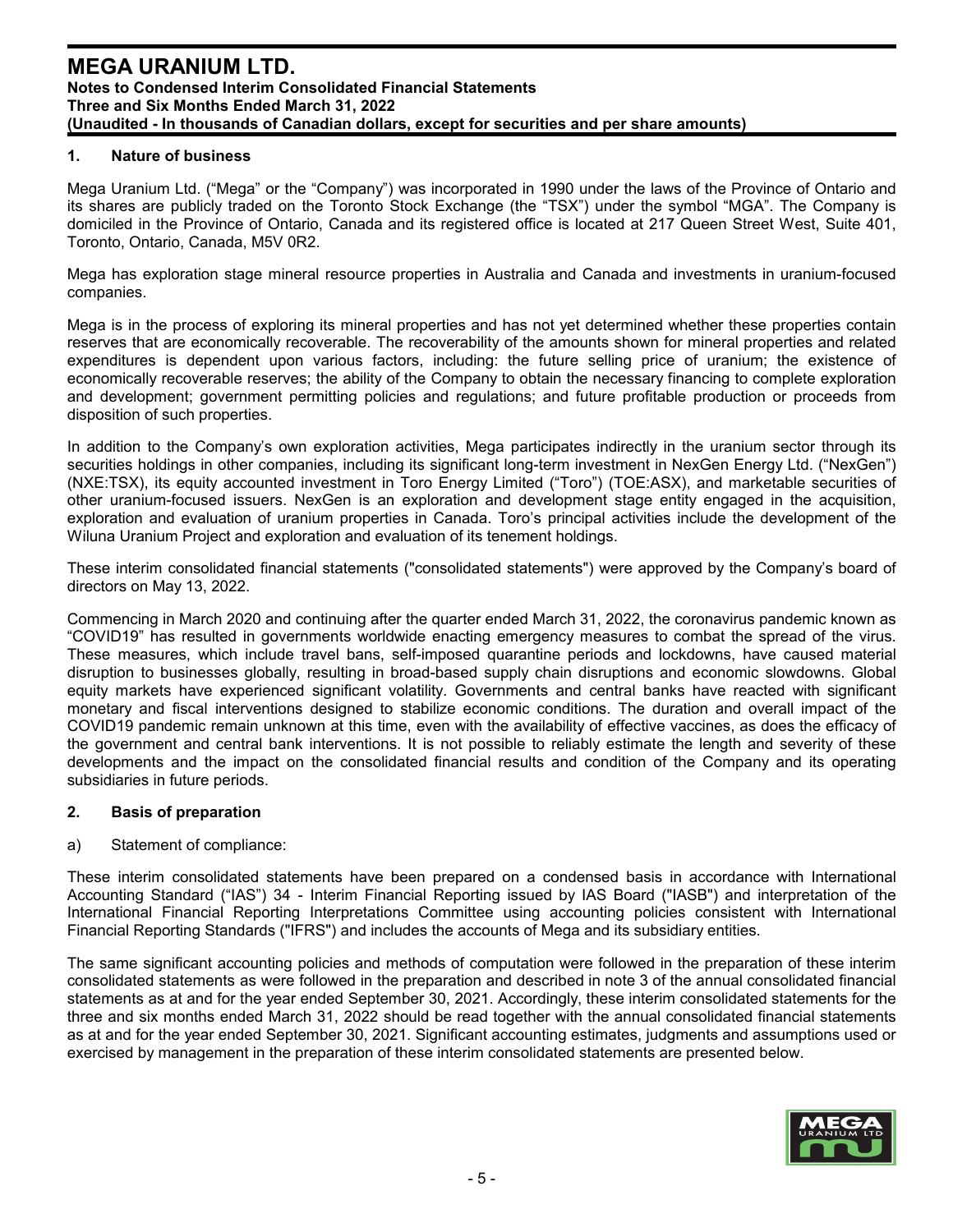## 1. Nature of business

Mega Uranium Ltd. ("Mega" or the "Company") was incorporated in 1990 under the laws of the Province of Ontario and its shares are publicly traded on the Toronto Stock Exchange (the "TSX") under the symbol "MGA". The Company is domiciled in the Province of Ontario, Canada and its registered office is located at 217 Queen Street West, Suite 401, Toronto, Ontario, Canada, M5V 0R2.

Mega has exploration stage mineral resource properties in Australia and Canada and investments in uranium-focused companies.

Mega is in the process of exploring its mineral properties and has not yet determined whether these properties contain reserves that are economically recoverable. The recoverability of the amounts shown for mineral properties and related expenditures is dependent upon various factors, including: the future selling price of uranium; the existence of economically recoverable reserves; the ability of the Company to obtain the necessary financing to complete exploration and development; government permitting policies and regulations; and future profitable production or proceeds from disposition of such properties.

In addition to the Company's own exploration activities, Mega participates indirectly in the uranium sector through its securities holdings in other companies, including its significant long-term investment in NexGen Energy Ltd. ("NexGen") (NXE:TSX), its equity accounted investment in Toro Energy Limited ("Toro") (TOE:ASX), and marketable securities of other uranium-focused issuers. NexGen is an exploration and development stage entity engaged in the acquisition, exploration and evaluation of uranium properties in Canada. Toro's principal activities include the development of the Wiluna Uranium Project and exploration and evaluation of its tenement holdings.

These interim consolidated financial statements ("consolidated statements") were approved by the Company's board of directors on May 13, 2022.

Commencing in March 2020 and continuing after the quarter ended March 31, 2022, the coronavirus pandemic known as "COVID19" has resulted in governments worldwide enacting emergency measures to combat the spread of the virus. These measures, which include travel bans, self-imposed quarantine periods and lockdowns, have caused material disruption to businesses globally, resulting in broad-based supply chain disruptions and economic slowdowns. Global equity markets have experienced significant volatility. Governments and central banks have reacted with significant monetary and fiscal interventions designed to stabilize economic conditions. The duration and overall impact of the COVID19 pandemic remain unknown at this time, even with the availability of effective vaccines, as does the efficacy of the government and central bank interventions. It is not possible to reliably estimate the length and severity of these developments and the impact on the consolidated financial results and condition of the Company and its operating subsidiaries in future periods.

## 2. Basis of preparation

a) Statement of compliance:

These interim consolidated statements have been prepared on a condensed basis in accordance with International Accounting Standard ("IAS") 34 - Interim Financial Reporting issued by IAS Board ("IASB") and interpretation of the International Financial Reporting Interpretations Committee using accounting policies consistent with International Financial Reporting Standards ("IFRS") and includes the accounts of Mega and its subsidiary entities.

The same significant accounting policies and methods of computation were followed in the preparation of these interim consolidated statements as were followed in the preparation and described in note 3 of the annual consolidated financial statements as at and for the year ended September 30, 2021. Accordingly, these interim consolidated statements for the three and six months ended March 31, 2022 should be read together with the annual consolidated financial statements as at and for the year ended September 30, 2021. Significant accounting estimates, judgments and assumptions used or exercised by management in the preparation of these interim consolidated statements are presented below.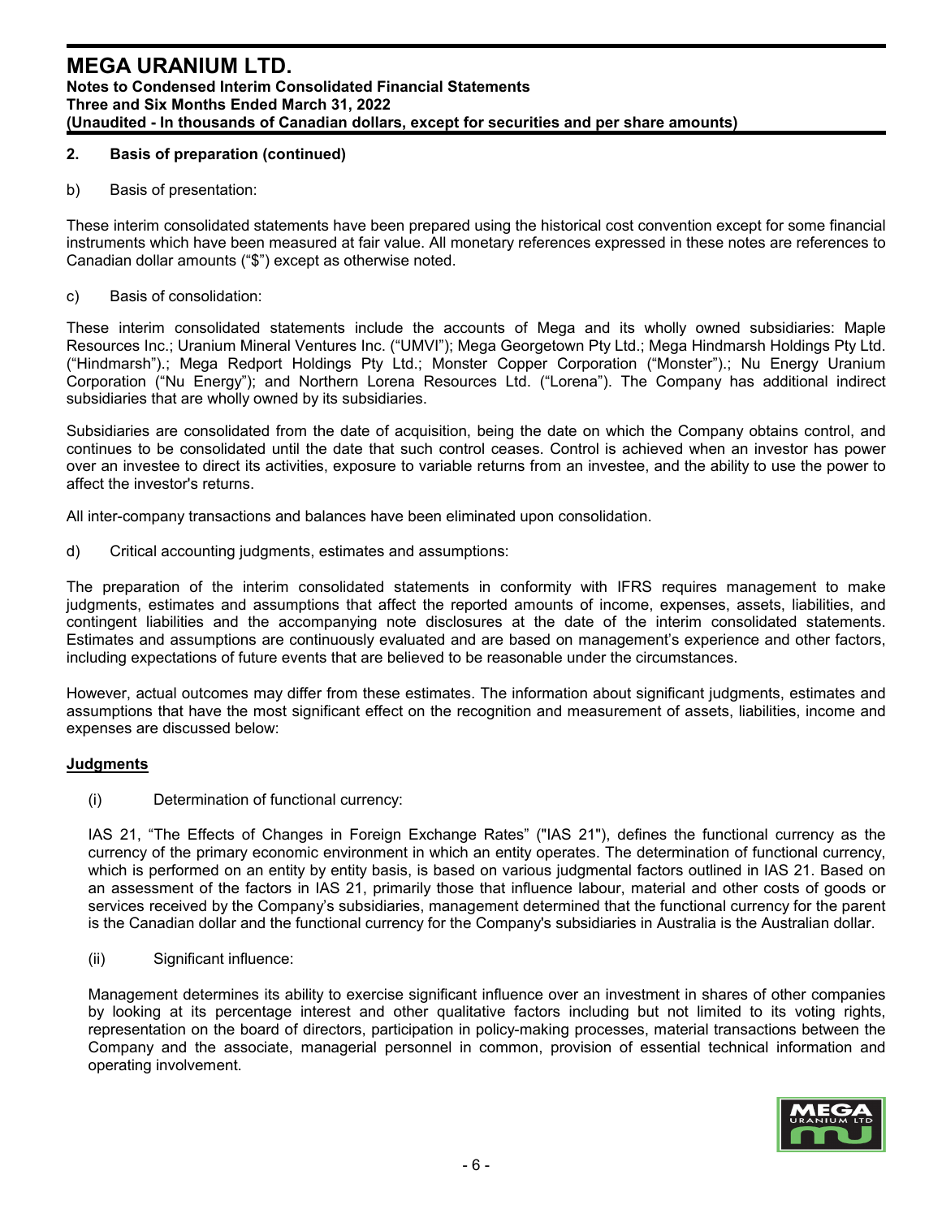## 2. Basis of preparation (continued)

b) Basis of presentation:

These interim consolidated statements have been prepared using the historical cost convention except for some financial instruments which have been measured at fair value. All monetary references expressed in these notes are references to Canadian dollar amounts ("$") except as otherwise noted.

c) Basis of consolidation:

These interim consolidated statements include the accounts of Mega and its wholly owned subsidiaries: Maple Resources Inc.; Uranium Mineral Ventures Inc. ("UMVI"); Mega Georgetown Pty Ltd.; Mega Hindmarsh Holdings Pty Ltd. ("Hindmarsh").; Mega Redport Holdings Pty Ltd.; Monster Copper Corporation ("Monster").; Nu Energy Uranium Corporation ("Nu Energy"); and Northern Lorena Resources Ltd. ("Lorena"). The Company has additional indirect subsidiaries that are wholly owned by its subsidiaries.

Subsidiaries are consolidated from the date of acquisition, being the date on which the Company obtains control, and continues to be consolidated until the date that such control ceases. Control is achieved when an investor has power over an investee to direct its activities, exposure to variable returns from an investee, and the ability to use the power to affect the investor's returns.

All inter-company transactions and balances have been eliminated upon consolidation.

d) Critical accounting judgments, estimates and assumptions:

The preparation of the interim consolidated statements in conformity with IFRS requires management to make judgments, estimates and assumptions that affect the reported amounts of income, expenses, assets, liabilities, and contingent liabilities and the accompanying note disclosures at the date of the interim consolidated statements. Estimates and assumptions are continuously evaluated and are based on management's experience and other factors, including expectations of future events that are believed to be reasonable under the circumstances.

However, actual outcomes may differ from these estimates. The information about significant judgments, estimates and assumptions that have the most significant effect on the recognition and measurement of assets, liabilities, income and expenses are discussed below:

**Judgments**

(i) Determination of functional currency:

IAS 21, "The Effects of Changes in Foreign Exchange Rates" ("IAS 21"), defines the functional currency as the currency of the primary economic environment in which an entity operates. The determination of functional currency, which is performed on an entity by entity basis, is based on various judgmental factors outlined in IAS 21. Based on an assessment of the factors in IAS 21, primarily those that influence labour, material and other costs of goods or services received by the Company's subsidiaries, management determined that the functional currency for the parent is the Canadian dollar and the functional currency for the Company's subsidiaries in Australia is the Australian dollar.

(ii) Significant influence:

Management determines its ability to exercise significant influence over an investment in shares of other companies by looking at its percentage interest and other qualitative factors including but not limited to its voting rights, representation on the board of directors, participation in policy-making processes, material transactions between the Company and the associate, managerial personnel in common, provision of essential technical information and operating involvement.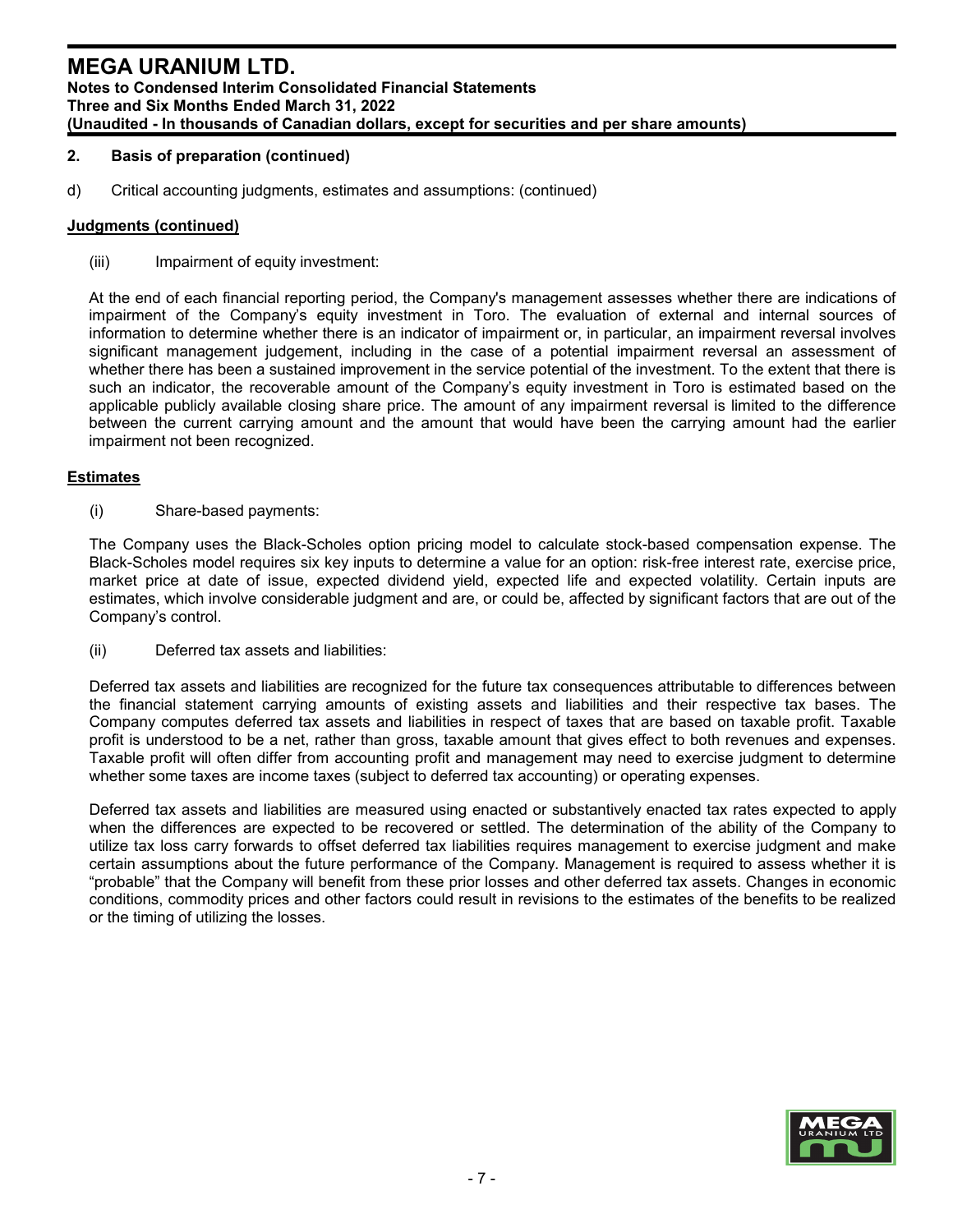## 2. Basis of preparation (continued)

d) Critical accounting judgments, estimates and assumptions: (continued)

**Judgments (continued)**

(iii) Impairment of equity investment:

At the end of each financial reporting period, the Company's management assesses whether there are indications of impairment of the Company's equity investment in Toro. The evaluation of external and internal sources of information to determine whether there is an indicator of impairment or, in particular, an impairment reversal involves significant management judgement, including in the case of a potential impairment reversal an assessment of whether there has been a sustained improvement in the service potential of the investment. To the extent that there is such an indicator, the recoverable amount of the Company's equity investment in Toro is estimated based on the applicable publicly available closing share price. The amount of any impairment reversal is limited to the difference between the current carrying amount and the amount that would have been the carrying amount had the earlier impairment not been recognized.

**Estimates**

(i) Share-based payments:

The Company uses the Black-Scholes option pricing model to calculate stock-based compensation expense. The Black-Scholes model requires six key inputs to determine a value for an option: risk-free interest rate, exercise price, market price at date of issue, expected dividend yield, expected life and expected volatility. Certain inputs are estimates, which involve considerable judgment and are, or could be, affected by significant factors that are out of the Company's control.

(ii) Deferred tax assets and liabilities:

Deferred tax assets and liabilities are recognized for the future tax consequences attributable to differences between the financial statement carrying amounts of existing assets and liabilities and their respective tax bases. The Company computes deferred tax assets and liabilities in respect of taxes that are based on taxable profit. Taxable profit is understood to be a net, rather than gross, taxable amount that gives effect to both revenues and expenses. Taxable profit will often differ from accounting profit and management may need to exercise judgment to determine whether some taxes are income taxes (subject to deferred tax accounting) or operating expenses.

Deferred tax assets and liabilities are measured using enacted or substantively enacted tax rates expected to apply when the differences are expected to be recovered or settled. The determination of the ability of the Company to utilize tax loss carry forwards to offset deferred tax liabilities requires management to exercise judgment and make certain assumptions about the future performance of the Company. Management is required to assess whether it is "probable" that the Company will benefit from these prior losses and other deferred tax assets. Changes in economic conditions, commodity prices and other factors could result in revisions to the estimates of the benefits to be realized or the timing of utilizing the losses.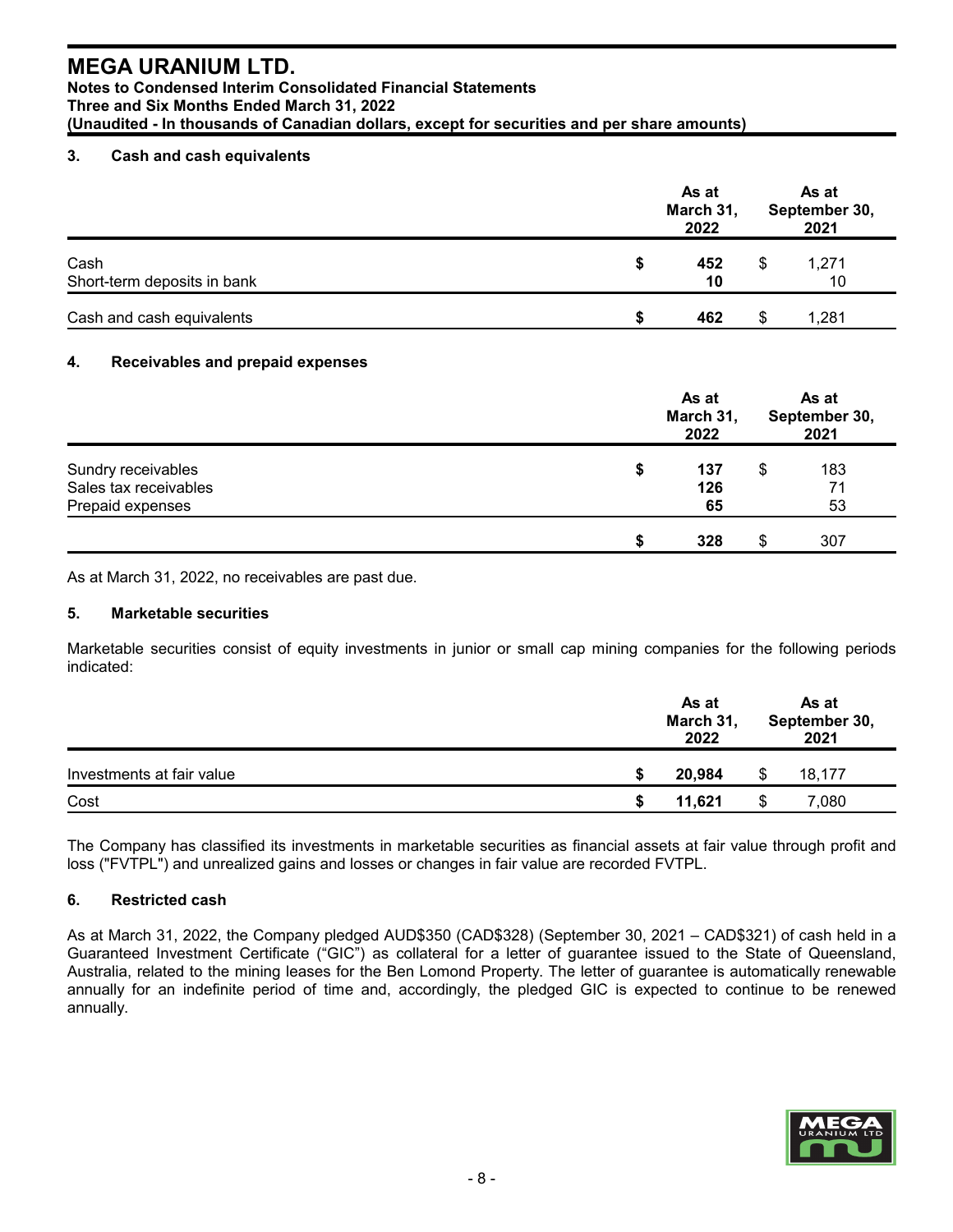### 3. Cash and cash equivalents

| | As at March 31, 2022 | As at September 30, 2021 |
|---|---|---|
| Cash | **$ 452** | $ 1,271 |
| Short-term deposits in bank | **10** | 10 |
| Cash and cash equivalents | **$ 462** | $ 1,281 |

### 4. Receivables and prepaid expenses

| | As at March 31, 2022 | As at September 30, 2021 |
|---|---|---|
| Sundry receivables | **$ 137** | $ 183 |
| Sales tax receivables | **126** | 71 |
| Prepaid expenses | **65** | 53 |
| | **$ 328** | $ 307 |

As at March 31, 2022, no receivables are past due.

### 5. Marketable securities

Marketable securities consist of equity investments in junior or small cap mining companies for the following periods indicated:

| | As at March 31, 2022 | As at September 30, 2021 |
|---|---|---|
| Investments at fair value | **$ 20,984** | $ 18,177 |
| Cost | **$ 11,621** | $ 7,080 |

The Company has classified its investments in marketable securities as financial assets at fair value through profit and loss ("FVTPL") and unrealized gains and losses or changes in fair value are recorded FVTPL.

### 6. Restricted cash

As at March 31, 2022, the Company pledged AUD$350 (CAD$328) (September 30, 2021 – CAD$321) of cash held in a Guaranteed Investment Certificate ("GIC") as collateral for a letter of guarantee issued to the State of Queensland, Australia, related to the mining leases for the Ben Lomond Property. The letter of guarantee is automatically renewable annually for an indefinite period of time and, accordingly, the pledged GIC is expected to continue to be renewed annually.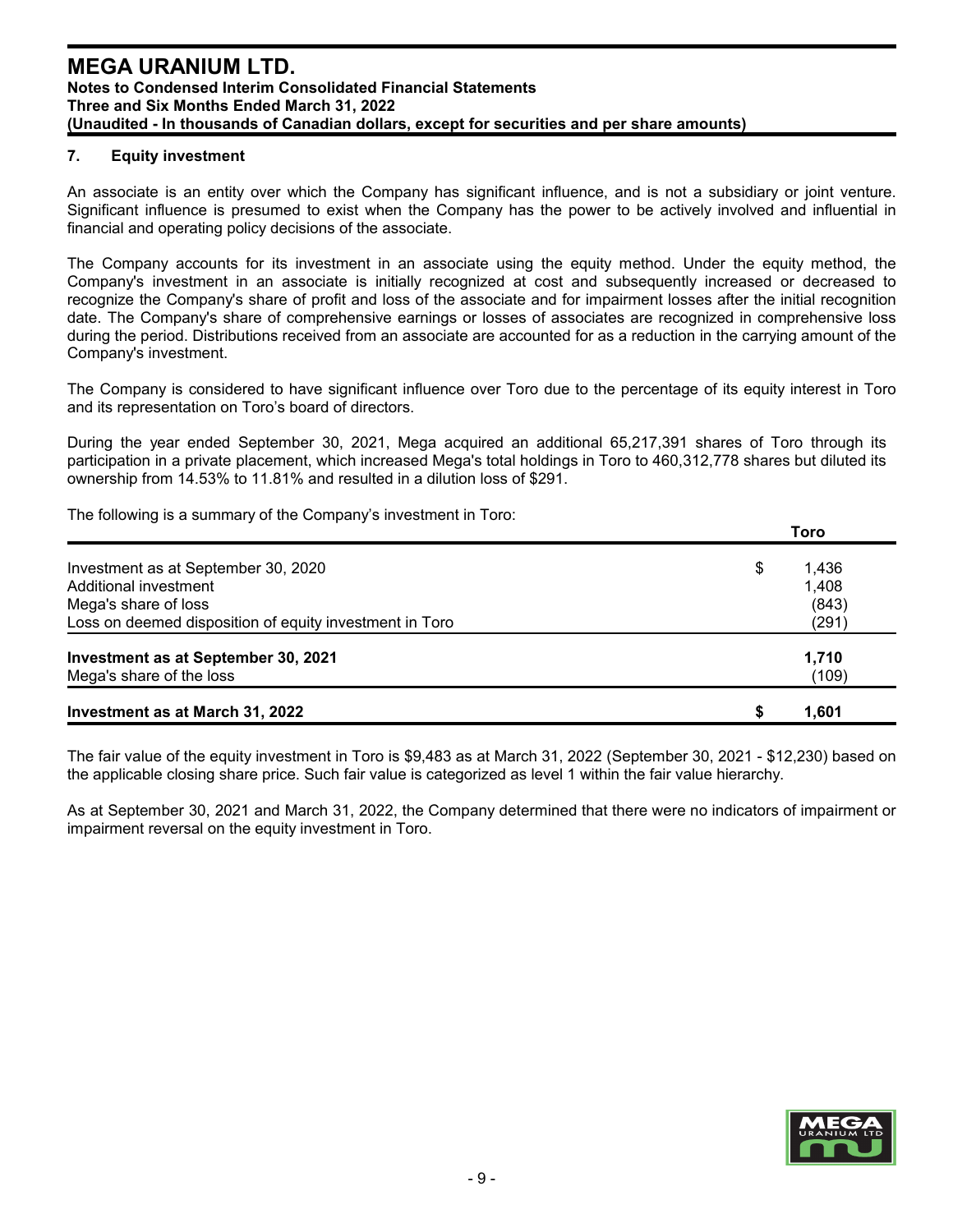## 7. Equity investment

An associate is an entity over which the Company has significant influence, and is not a subsidiary or joint venture. Significant influence is presumed to exist when the Company has the power to be actively involved and influential in financial and operating policy decisions of the associate.

The Company accounts for its investment in an associate using the equity method. Under the equity method, the Company's investment in an associate is initially recognized at cost and subsequently increased or decreased to recognize the Company's share of profit and loss of the associate and for impairment losses after the initial recognition date. The Company's share of comprehensive earnings or losses of associates are recognized in comprehensive loss during the period. Distributions received from an associate are accounted for as a reduction in the carrying amount of the Company's investment.

The Company is considered to have significant influence over Toro due to the percentage of its equity interest in Toro and its representation on Toro's board of directors.

During the year ended September 30, 2021, Mega acquired an additional 65,217,391 shares of Toro through its participation in a private placement, which increased Mega's total holdings in Toro to 460,312,778 shares but diluted its ownership from 14.53% to 11.81% and resulted in a dilution loss of $291.

The following is a summary of the Company's investment in Toro:

| | | Toro |
|---|---|---|
| Investment as at September 30, 2020 | $ | 1,436 |
| Additional investment | | 1,408 |
| Mega's share of loss | | (843) |
| Loss on deemed disposition of equity investment in Toro | | (291) |
| **Investment as at September 30, 2021** | | **1,710** |
| Mega's share of the loss | | (109) |
| **Investment as at March 31, 2022** | **$** | **1,601** |

The fair value of the equity investment in Toro is $9,483 as at March 31, 2022 (September 30, 2021 - $12,230) based on the applicable closing share price. Such fair value is categorized as level 1 within the fair value hierarchy.

As at September 30, 2021 and March 31, 2022, the Company determined that there were no indicators of impairment or impairment reversal on the equity investment in Toro.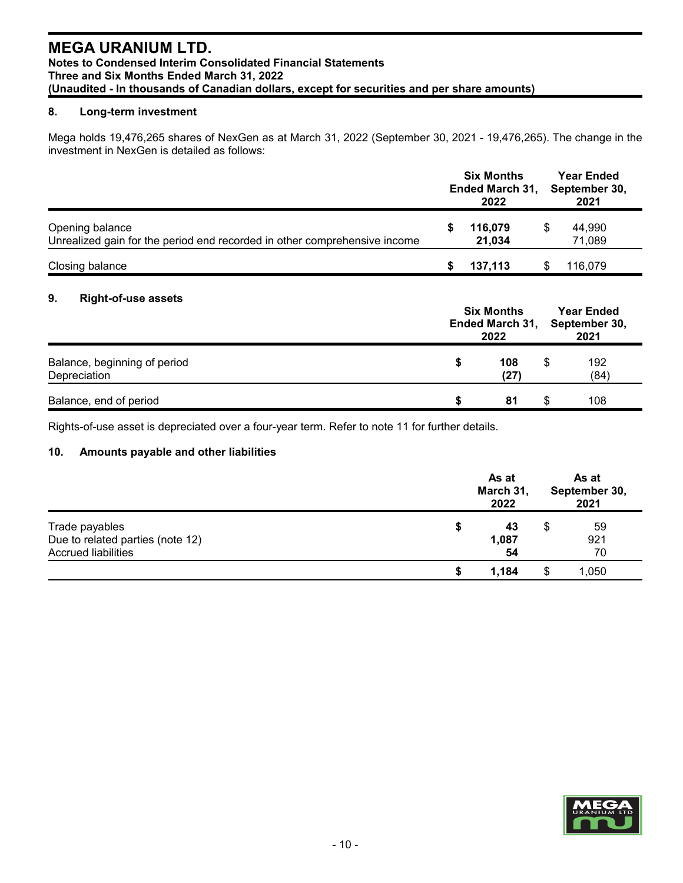## 8. Long-term investment

Mega holds 19,476,265 shares of NexGen as at March 31, 2022 (September 30, 2021 - 19,476,265). The change in the investment in NexGen is detailed as follows:

| | Six Months Ended March 31, 2022 | Year Ended September 30, 2021 |
|---|---|---|
| Opening balance | $ 116,079 | $ 44,990 |
| Unrealized gain for the period end recorded in other comprehensive income | 21,034 | 71,089 |
| Closing balance | $ 137,113 | $ 116,079 |

## 9. Right-of-use assets

| | Six Months Ended March 31, 2022 | Year Ended September 30, 2021 |
|---|---|---|
| Balance, beginning of period | $ 108 | $ 192 |
| Depreciation | (27) | (84) |
| Balance, end of period | $ 81 | $ 108 |

Rights-of-use asset is depreciated over a four-year term. Refer to note 11 for further details.

## 10. Amounts payable and other liabilities

| | As at March 31, 2022 | As at September 30, 2021 |
|---|---|---|
| Trade payables | $ 43 | $ 59 |
| Due to related parties (note 12) | 1,087 | 921 |
| Accrued liabilities | 54 | 70 |
| | $ 1,184 | $ 1,050 |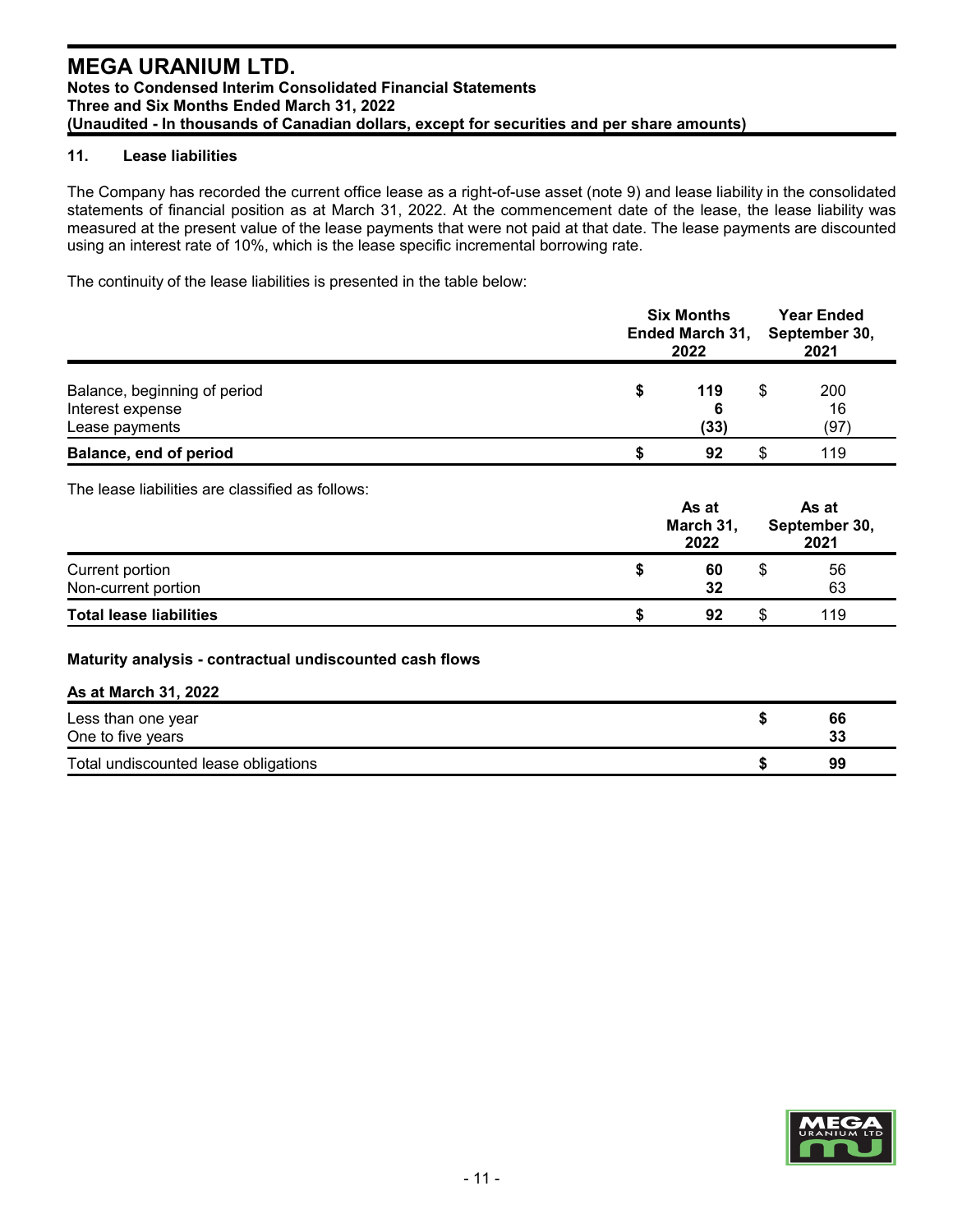## 11. Lease liabilities

The Company has recorded the current office lease as a right-of-use asset (note 9) and lease liability in the consolidated statements of financial position as at March 31, 2022. At the commencement date of the lease, the lease liability was measured at the present value of the lease payments that were not paid at that date. The lease payments are discounted using an interest rate of 10%, which is the lease specific incremental borrowing rate.

The continuity of the lease liabilities is presented in the table below:

| | Six Months Ended March 31, 2022 | Year Ended September 30, 2021 |
|---|---|---|
| Balance, beginning of period | **$ 119** | $ 200 |
| Interest expense | **6** | 16 |
| Lease payments | **(33)** | (97) |
| **Balance, end of period** | **$ 92** | $ 119 |

The lease liabilities are classified as follows:

| | As at March 31, 2022 | As at September 30, 2021 |
|---|---|---|
| Current portion | **$ 60** | $ 56 |
| Non-current portion | **32** | 63 |
| **Total lease liabilities** | **$ 92** | $ 119 |

**Maturity analysis - contractual undiscounted cash flows**

| **As at March 31, 2022** | |
|---|---|
| Less than one year | **$ 66** |
| One to five years | **33** |
| Total undiscounted lease obligations | **$ 99** |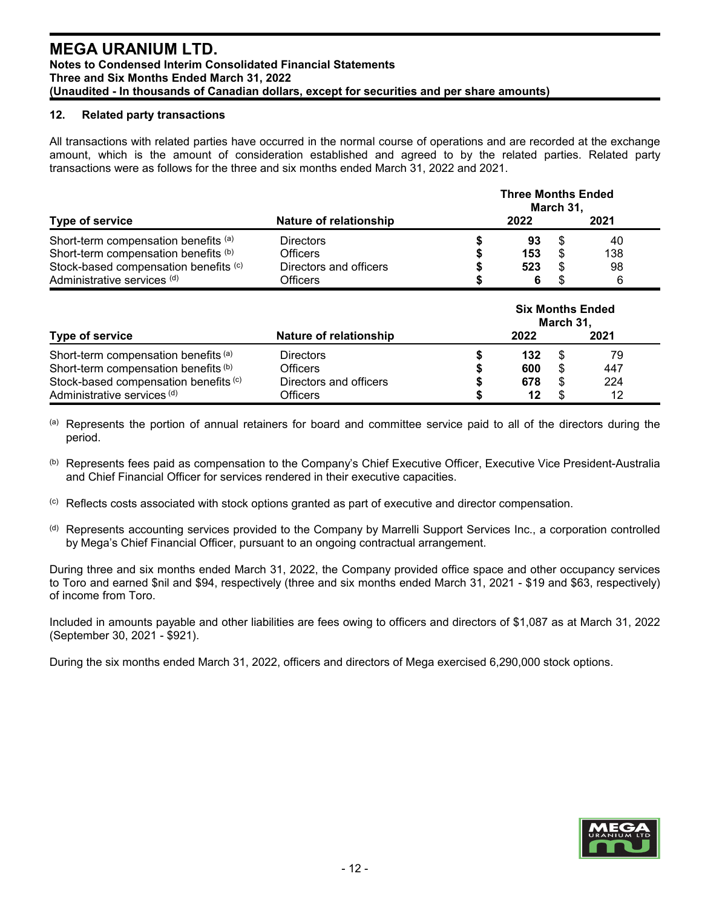## 12. Related party transactions

All transactions with related parties have occurred in the normal course of operations and are recorded at the exchange amount, which is the amount of consideration established and agreed to by the related parties. Related party transactions were as follows for the three and six months ended March 31, 2022 and 2021.

| | | Three Months Ended March 31, | |
|---|---|---|---|
| **Type of service** | **Nature of relationship** | **2022** | **2021** |
| Short-term compensation benefits [(a)] | Directors | **$ 93** | $ 40 |
| Short-term compensation benefits [(b)] | Officers | **$ 153** | $ 138 |
| Stock-based compensation benefits [(c)] | Directors and officers | **$ 523** | $ 98 |
| Administrative services [(d)] | Officers | **$ 6** | $ 6 |

| | | Six Months Ended March 31, | |
|---|---|---|---|
| **Type of service** | **Nature of relationship** | **2022** | **2021** |
| Short-term compensation benefits [(a)] | Directors | **$ 132** | $ 79 |
| Short-term compensation benefits [(b)] | Officers | **$ 600** | $ 447 |
| Stock-based compensation benefits [(c)] | Directors and officers | **$ 678** | $ 224 |
| Administrative services [(d)] | Officers | **$ 12** | $ 12 |

[(a)] Represents the portion of annual retainers for board and committee service paid to all of the directors during the period.

[(b)] Represents fees paid as compensation to the Company's Chief Executive Officer, Executive Vice President-Australia and Chief Financial Officer for services rendered in their executive capacities.

[(c)] Reflects costs associated with stock options granted as part of executive and director compensation.

[(d)] Represents accounting services provided to the Company by Marrelli Support Services Inc., a corporation controlled by Mega's Chief Financial Officer, pursuant to an ongoing contractual arrangement.

During three and six months ended March 31, 2022, the Company provided office space and other occupancy services to Toro and earned $nil and $94, respectively (three and six months ended March 31, 2021 - $19 and $63, respectively) of income from Toro.

Included in amounts payable and other liabilities are fees owing to officers and directors of $1,087 as at March 31, 2022 (September 30, 2021 - $921).

During the six months ended March 31, 2022, officers and directors of Mega exercised 6,290,000 stock options.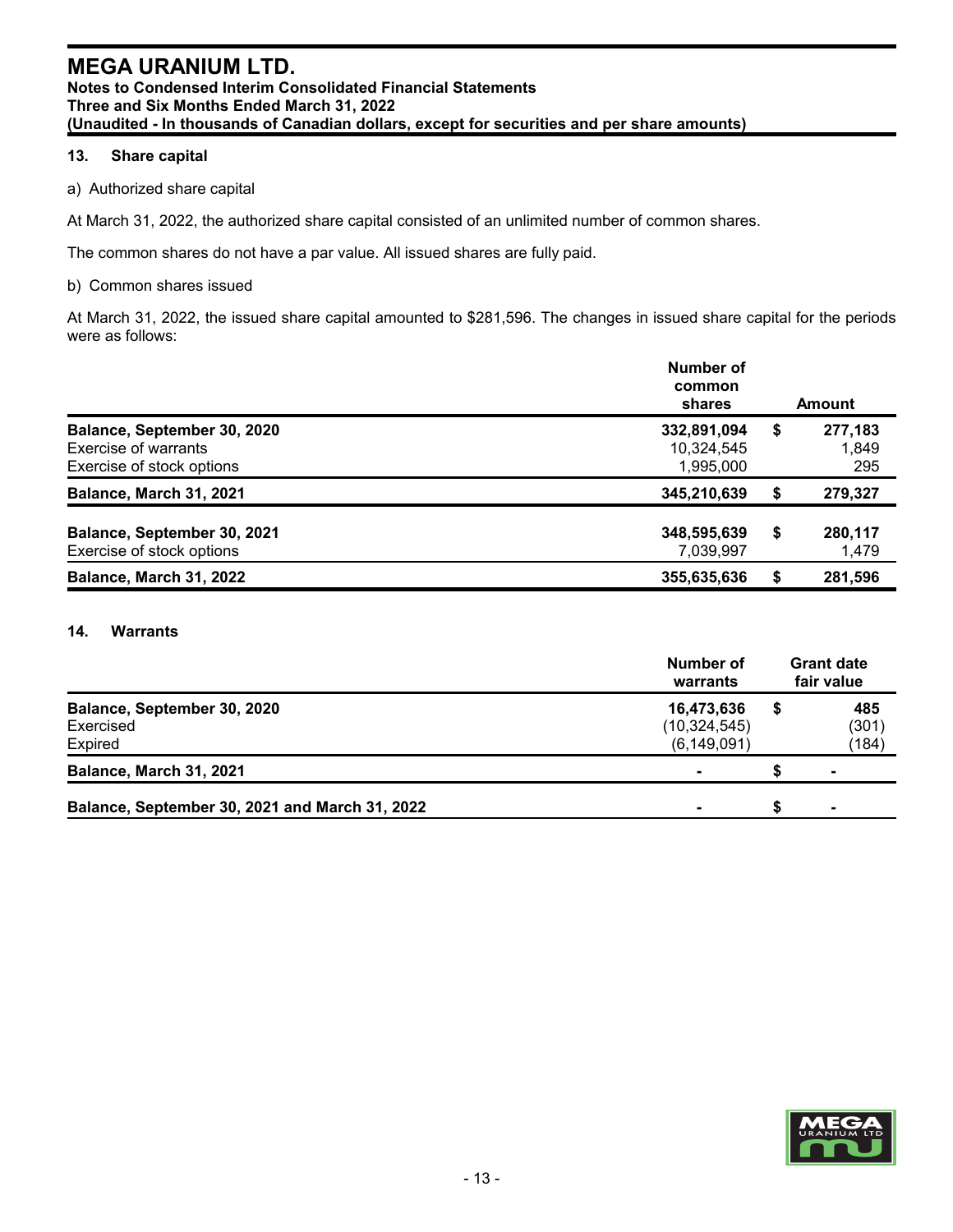## 13. Share capital

a) Authorized share capital

At March 31, 2022, the authorized share capital consisted of an unlimited number of common shares.

The common shares do not have a par value. All issued shares are fully paid.

b) Common shares issued

At March 31, 2022, the issued share capital amounted to $281,596. The changes in issued share capital for the periods were as follows:

| | Number of common shares | | Amount |
|---|---|---|---|
| **Balance, September 30, 2020** | **332,891,094** | **$** | **277,183** |
| Exercise of warrants | 10,324,545 | | 1,849 |
| Exercise of stock options | 1,995,000 | | 295 |
| **Balance, March 31, 2021** | **345,210,639** | **$** | **279,327** |
| **Balance, September 30, 2021** | **348,595,639** | **$** | **280,117** |
| Exercise of stock options | 7,039,997 | | 1,479 |
| **Balance, March 31, 2022** | **355,635,636** | **$** | **281,596** |

## 14. Warrants

| | Number of warrants | | Grant date fair value |
|---|---|---|---|
| **Balance, September 30, 2020** | **16,473,636** | **$** | **485** |
| Exercised | (10,324,545) | | (301) |
| Expired | (6,149,091) | | (184) |
| **Balance, March 31, 2021** | **-** | **$** | **-** |
| **Balance, September 30, 2021 and March 31, 2022** | **-** | **$** | **-** |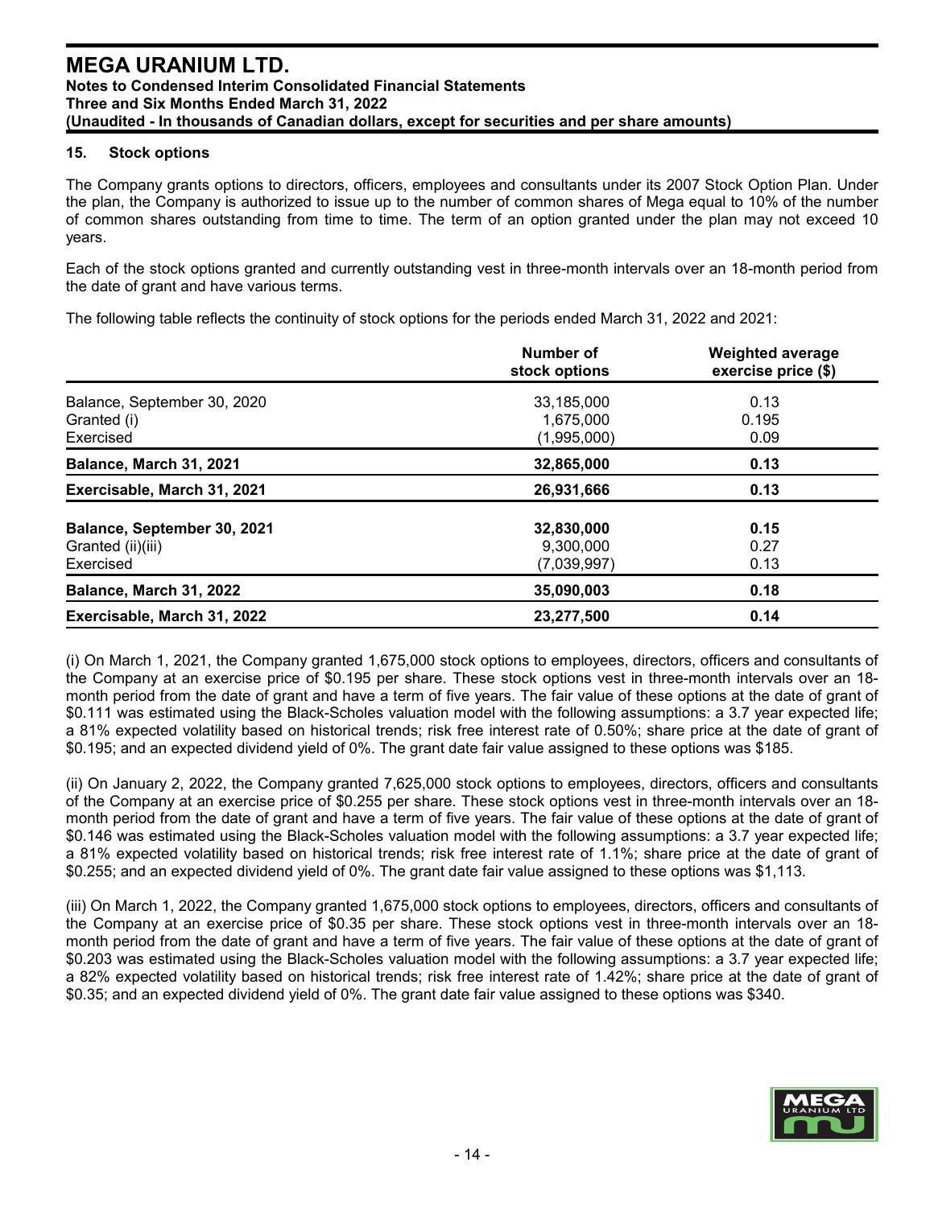## 15. Stock options

The Company grants options to directors, officers, employees and consultants under its 2007 Stock Option Plan. Under the plan, the Company is authorized to issue up to the number of common shares of Mega equal to 10% of the number of common shares outstanding from time to time. The term of an option granted under the plan may not exceed 10 years.

Each of the stock options granted and currently outstanding vest in three-month intervals over an 18-month period from the date of grant and have various terms.

The following table reflects the continuity of stock options for the periods ended March 31, 2022 and 2021:

| | Number of stock options | Weighted average exercise price ($) |
|---|---|---|
| Balance, September 30, 2020 | 33,185,000 | 0.13 |
| Granted (i) | 1,675,000 | 0.195 |
| Exercised | (1,995,000) | 0.09 |
| **Balance, March 31, 2021** | **32,865,000** | **0.13** |
| **Exercisable, March 31, 2021** | **26,931,666** | **0.13** |
| **Balance, September 30, 2021** | **32,830,000** | **0.15** |
| Granted (ii)(iii) | 9,300,000 | 0.27 |
| Exercised | (7,039,997) | 0.13 |
| **Balance, March 31, 2022** | **35,090,003** | **0.18** |
| **Exercisable, March 31, 2022** | **23,277,500** | **0.14** |

(i) On March 1, 2021, the Company granted 1,675,000 stock options to employees, directors, officers and consultants of the Company at an exercise price of $0.195 per share. These stock options vest in three-month intervals over an 18-month period from the date of grant and have a term of five years. The fair value of these options at the date of grant of $0.111 was estimated using the Black-Scholes valuation model with the following assumptions: a 3.7 year expected life; a 81% expected volatility based on historical trends; risk free interest rate of 0.50%; share price at the date of grant of $0.195; and an expected dividend yield of 0%. The grant date fair value assigned to these options was $185.

(ii) On January 2, 2022, the Company granted 7,625,000 stock options to employees, directors, officers and consultants of the Company at an exercise price of $0.255 per share. These stock options vest in three-month intervals over an 18-month period from the date of grant and have a term of five years. The fair value of these options at the date of grant of $0.146 was estimated using the Black-Scholes valuation model with the following assumptions: a 3.7 year expected life; a 81% expected volatility based on historical trends; risk free interest rate of 1.1%; share price at the date of grant of $0.255; and an expected dividend yield of 0%. The grant date fair value assigned to these options was $1,113.

(iii) On March 1, 2022, the Company granted 1,675,000 stock options to employees, directors, officers and consultants of the Company at an exercise price of $0.35 per share. These stock options vest in three-month intervals over an 18-month period from the date of grant and have a term of five years. The fair value of these options at the date of grant of $0.203 was estimated using the Black-Scholes valuation model with the following assumptions: a 3.7 year expected life; a 82% expected volatility based on historical trends; risk free interest rate of 1.42%; share price at the date of grant of $0.35; and an expected dividend yield of 0%. The grant date fair value assigned to these options was $340.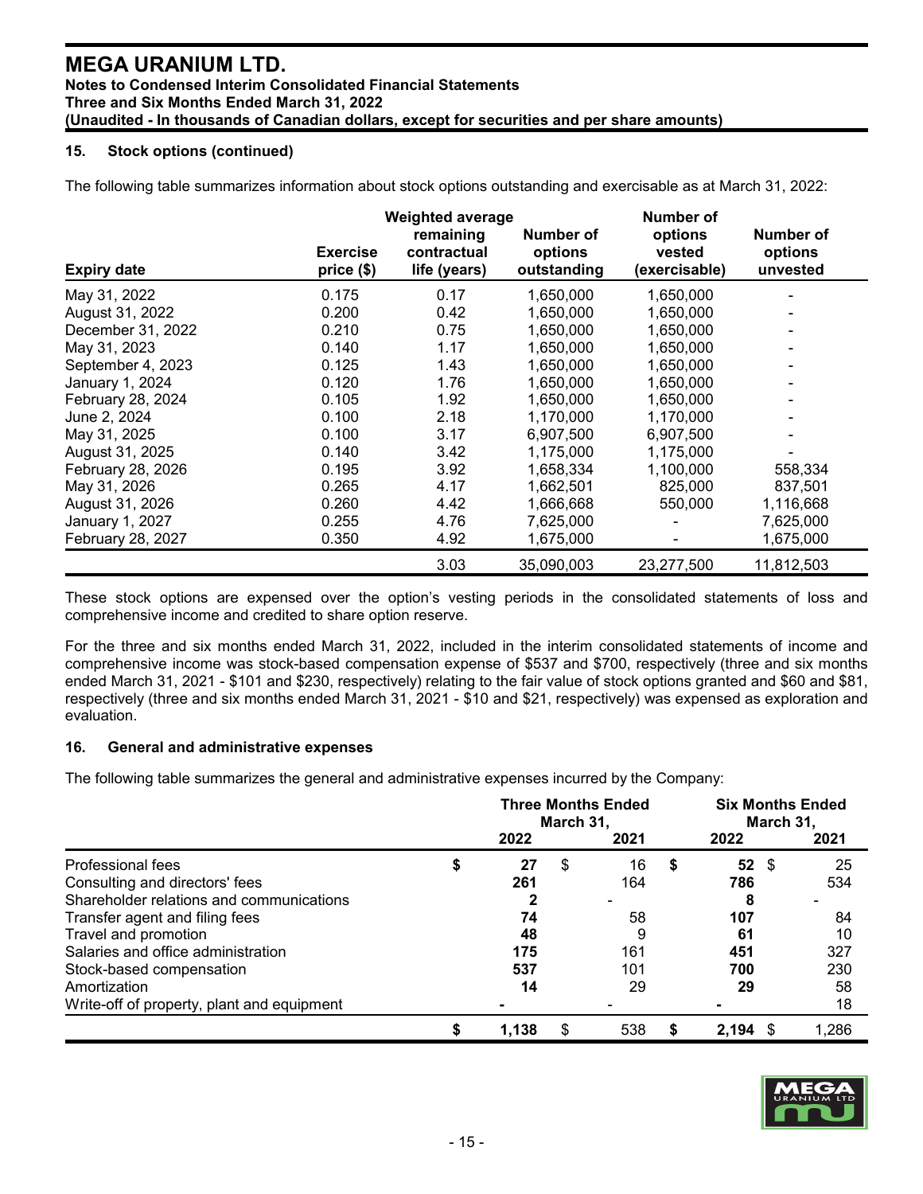## 15. Stock options (continued)

The following table summarizes information about stock options outstanding and exercisable as at March 31, 2022:

| Expiry date | Exercise price ($) | Weighted average remaining contractual life (years) | Number of options outstanding | Number of options vested (exercisable) | Number of options unvested |
|---|---|---|---|---|---|
| May 31, 2022 | 0.175 | 0.17 | 1,650,000 | 1,650,000 | - |
| August 31, 2022 | 0.200 | 0.42 | 1,650,000 | 1,650,000 | - |
| December 31, 2022 | 0.210 | 0.75 | 1,650,000 | 1,650,000 | - |
| May 31, 2023 | 0.140 | 1.17 | 1,650,000 | 1,650,000 | - |
| September 4, 2023 | 0.125 | 1.43 | 1,650,000 | 1,650,000 | - |
| January 1, 2024 | 0.120 | 1.76 | 1,650,000 | 1,650,000 | - |
| February 28, 2024 | 0.105 | 1.92 | 1,650,000 | 1,650,000 | - |
| June 2, 2024 | 0.100 | 2.18 | 1,170,000 | 1,170,000 | - |
| May 31, 2025 | 0.100 | 3.17 | 6,907,500 | 6,907,500 | - |
| August 31, 2025 | 0.140 | 3.42 | 1,175,000 | 1,175,000 | - |
| February 28, 2026 | 0.195 | 3.92 | 1,658,334 | 1,100,000 | 558,334 |
| May 31, 2026 | 0.265 | 4.17 | 1,662,501 | 825,000 | 837,501 |
| August 31, 2026 | 0.260 | 4.42 | 1,666,668 | 550,000 | 1,116,668 |
| January 1, 2027 | 0.255 | 4.76 | 7,625,000 | - | 7,625,000 |
| February 28, 2027 | 0.350 | 4.92 | 1,675,000 | - | 1,675,000 |
| | | 3.03 | 35,090,003 | 23,277,500 | 11,812,503 |

These stock options are expensed over the option's vesting periods in the consolidated statements of loss and comprehensive income and credited to share option reserve.

For the three and six months ended March 31, 2022, included in the interim consolidated statements of income and comprehensive income was stock-based compensation expense of $537 and $700, respectively (three and six months ended March 31, 2021 - $101 and $230, respectively) relating to the fair value of stock options granted and $60 and $81, respectively (three and six months ended March 31, 2021 - $10 and $21, respectively) was expensed as exploration and evaluation.

## 16. General and administrative expenses

The following table summarizes the general and administrative expenses incurred by the Company:

| | Three Months Ended March 31, | | Six Months Ended March 31, | |
|---|---|---|---|---|
| | **2022** | 2021 | **2022** | 2021 |
| Professional fees | **$ 27** | $ 16 | **$ 52** | $ 25 |
| Consulting and directors' fees | **261** | 164 | **786** | 534 |
| Shareholder relations and communications | **2** | - | **8** | - |
| Transfer agent and filing fees | **74** | 58 | **107** | 84 |
| Travel and promotion | **48** | 9 | **61** | 10 |
| Salaries and office administration | **175** | 161 | **451** | 327 |
| Stock-based compensation | **537** | 101 | **700** | 230 |
| Amortization | **14** | 29 | **29** | 58 |
| Write-off of property, plant and equipment | **-** | - | **-** | 18 |
| | **$ 1,138** | $ 538 | **$ 2,194** | $ 1,286 |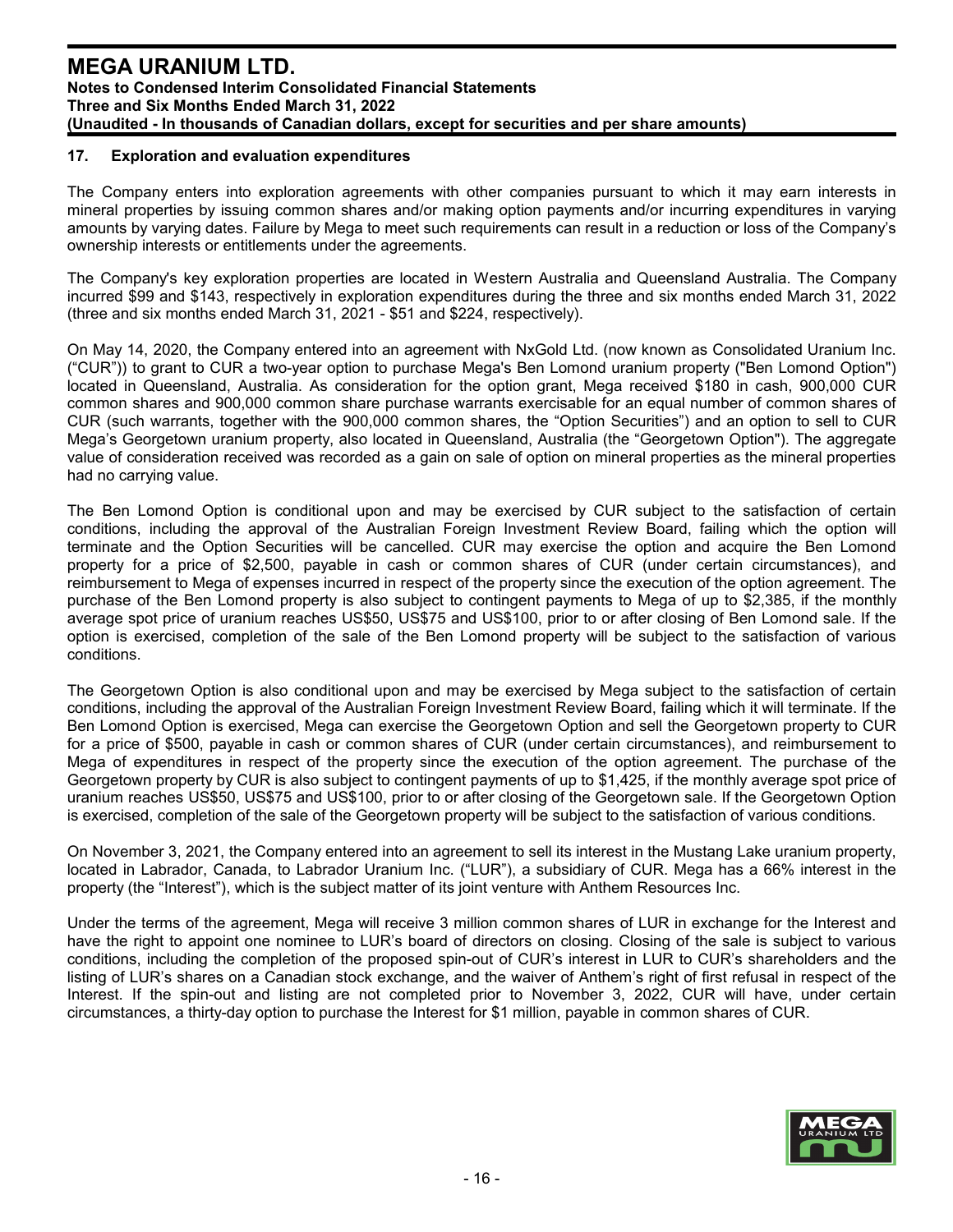## 17. Exploration and evaluation expenditures

The Company enters into exploration agreements with other companies pursuant to which it may earn interests in mineral properties by issuing common shares and/or making option payments and/or incurring expenditures in varying amounts by varying dates. Failure by Mega to meet such requirements can result in a reduction or loss of the Company's ownership interests or entitlements under the agreements.

The Company's key exploration properties are located in Western Australia and Queensland Australia. The Company incurred $99 and $143, respectively in exploration expenditures during the three and six months ended March 31, 2022 (three and six months ended March 31, 2021 - $51 and $224, respectively).

On May 14, 2020, the Company entered into an agreement with NxGold Ltd. (now known as Consolidated Uranium Inc. ("CUR")) to grant to CUR a two-year option to purchase Mega's Ben Lomond uranium property ("Ben Lomond Option") located in Queensland, Australia. As consideration for the option grant, Mega received $180 in cash, 900,000 CUR common shares and 900,000 common share purchase warrants exercisable for an equal number of common shares of CUR (such warrants, together with the 900,000 common shares, the "Option Securities") and an option to sell to CUR Mega's Georgetown uranium property, also located in Queensland, Australia (the "Georgetown Option"). The aggregate value of consideration received was recorded as a gain on sale of option on mineral properties as the mineral properties had no carrying value.

The Ben Lomond Option is conditional upon and may be exercised by CUR subject to the satisfaction of certain conditions, including the approval of the Australian Foreign Investment Review Board, failing which the option will terminate and the Option Securities will be cancelled. CUR may exercise the option and acquire the Ben Lomond property for a price of $2,500, payable in cash or common shares of CUR (under certain circumstances), and reimbursement to Mega of expenses incurred in respect of the property since the execution of the option agreement. The purchase of the Ben Lomond property is also subject to contingent payments to Mega of up to $2,385, if the monthly average spot price of uranium reaches US$50, US$75 and US$100, prior to or after closing of Ben Lomond sale. If the option is exercised, completion of the sale of the Ben Lomond property will be subject to the satisfaction of various conditions.

The Georgetown Option is also conditional upon and may be exercised by Mega subject to the satisfaction of certain conditions, including the approval of the Australian Foreign Investment Review Board, failing which it will terminate. If the Ben Lomond Option is exercised, Mega can exercise the Georgetown Option and sell the Georgetown property to CUR for a price of $500, payable in cash or common shares of CUR (under certain circumstances), and reimbursement to Mega of expenditures in respect of the property since the execution of the option agreement. The purchase of the Georgetown property by CUR is also subject to contingent payments of up to $1,425, if the monthly average spot price of uranium reaches US$50, US$75 and US$100, prior to or after closing of the Georgetown sale. If the Georgetown Option is exercised, completion of the sale of the Georgetown property will be subject to the satisfaction of various conditions.

On November 3, 2021, the Company entered into an agreement to sell its interest in the Mustang Lake uranium property, located in Labrador, Canada, to Labrador Uranium Inc. ("LUR"), a subsidiary of CUR. Mega has a 66% interest in the property (the "Interest"), which is the subject matter of its joint venture with Anthem Resources Inc.

Under the terms of the agreement, Mega will receive 3 million common shares of LUR in exchange for the Interest and have the right to appoint one nominee to LUR's board of directors on closing. Closing of the sale is subject to various conditions, including the completion of the proposed spin-out of CUR's interest in LUR to CUR's shareholders and the listing of LUR's shares on a Canadian stock exchange, and the waiver of Anthem's right of first refusal in respect of the Interest. If the spin-out and listing are not completed prior to November 3, 2022, CUR will have, under certain circumstances, a thirty-day option to purchase the Interest for $1 million, payable in common shares of CUR.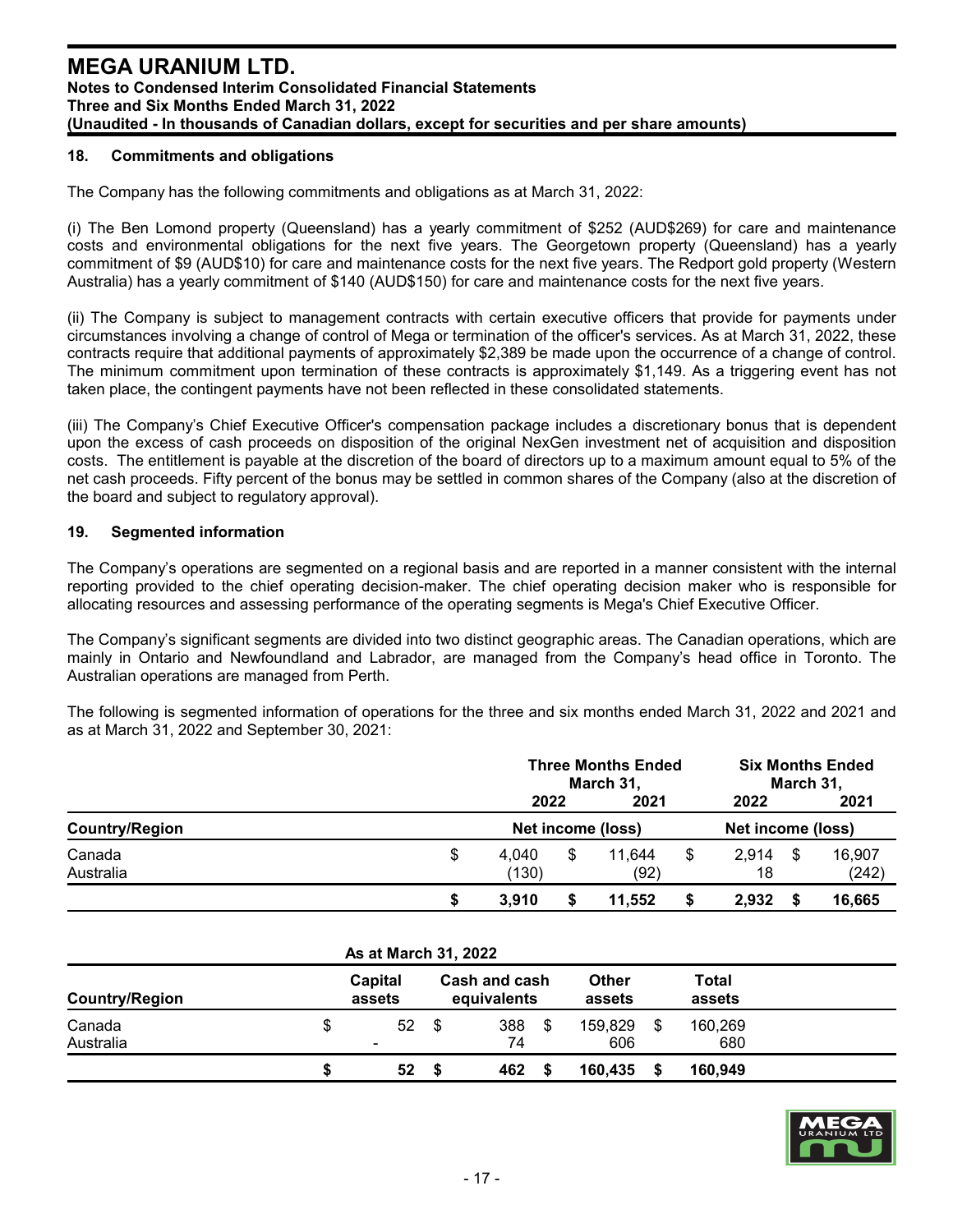## 18. Commitments and obligations

The Company has the following commitments and obligations as at March 31, 2022:

(i) The Ben Lomond property (Queensland) has a yearly commitment of $252 (AUD$269) for care and maintenance costs and environmental obligations for the next five years. The Georgetown property (Queensland) has a yearly commitment of $9 (AUD$10) for care and maintenance costs for the next five years. The Redport gold property (Western Australia) has a yearly commitment of $140 (AUD$150) for care and maintenance costs for the next five years.

(ii) The Company is subject to management contracts with certain executive officers that provide for payments under circumstances involving a change of control of Mega or termination of the officer's services. As at March 31, 2022, these contracts require that additional payments of approximately $2,389 be made upon the occurrence of a change of control. The minimum commitment upon termination of these contracts is approximately $1,149. As a triggering event has not taken place, the contingent payments have not been reflected in these consolidated statements.

(iii) The Company's Chief Executive Officer's compensation package includes a discretionary bonus that is dependent upon the excess of cash proceeds on disposition of the original NexGen investment net of acquisition and disposition costs. The entitlement is payable at the discretion of the board of directors up to a maximum amount equal to 5% of the net cash proceeds. Fifty percent of the bonus may be settled in common shares of the Company (also at the discretion of the board and subject to regulatory approval).

## 19. Segmented information

The Company's operations are segmented on a regional basis and are reported in a manner consistent with the internal reporting provided to the chief operating decision-maker. The chief operating decision maker who is responsible for allocating resources and assessing performance of the operating segments is Mega's Chief Executive Officer.

The Company's significant segments are divided into two distinct geographic areas. The Canadian operations, which are mainly in Ontario and Newfoundland and Labrador, are managed from the Company's head office in Toronto. The Australian operations are managed from Perth.

The following is segmented information of operations for the three and six months ended March 31, 2022 and 2021 and as at March 31, 2022 and September 30, 2021:

| | Three Months Ended March 31, | | Six Months Ended March 31, | |
|---|---|---|---|---|
| | 2022 | 2021 | 2022 | 2021 |
| **Country/Region** | **Net income (loss)** | | **Net income (loss)** | |
| Canada | $ 4,040 | $ 11,644 | $ 2,914 | $ 16,907 |
| Australia | (130) | (92) | 18 | (242) |
| | **$ 3,910** | **$ 11,552** | **$ 2,932** | **$ 16,665** |

**As at March 31, 2022**

| Country/Region | Capital assets | Cash and cash equivalents | Other assets | Total assets |
|---|---|---|---|---|
| Canada | $ 52 | $ 388 | $ 159,829 | $ 160,269 |
| Australia | - | 74 | 606 | 680 |
| | **$ 52** | **$ 462** | **$ 160,435** | **$ 160,949** |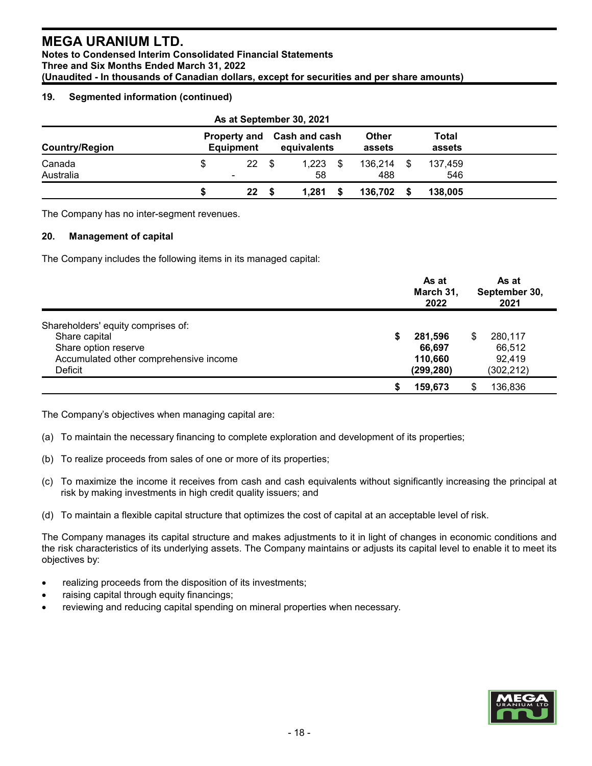## 19. Segmented information (continued)

| As at September 30, 2021 | | | | |
|---|---|---|---|---|
| Country/Region | Property and Equipment | Cash and cash equivalents | Other assets | Total assets |
| Canada | $ 22 | $ 1,223 | $ 136,214 | $ 137,459 |
| Australia | - | 58 | 488 | 546 |
| | **$ 22** | **$ 1,281** | **$ 136,702** | **$ 138,005** |

The Company has no inter-segment revenues.

## 20. Management of capital

The Company includes the following items in its managed capital:

| | As at March 31, 2022 | As at September 30, 2021 |
|---|---|---|
| Shareholders' equity comprises of: | | |
| Share capital | **$ 281,596** | $ 280,117 |
| Share option reserve | **66,697** | 66,512 |
| Accumulated other comprehensive income | **110,660** | 92,419 |
| Deficit | **(299,280)** | (302,212) |
| | **$ 159,673** | $ 136,836 |

The Company's objectives when managing capital are:

(a) To maintain the necessary financing to complete exploration and development of its properties;

(b) To realize proceeds from sales of one or more of its properties;

(c) To maximize the income it receives from cash and cash equivalents without significantly increasing the principal at risk by making investments in high credit quality issuers; and

(d) To maintain a flexible capital structure that optimizes the cost of capital at an acceptable level of risk.

The Company manages its capital structure and makes adjustments to it in light of changes in economic conditions and the risk characteristics of its underlying assets. The Company maintains or adjusts its capital level to enable it to meet its objectives by:

- realizing proceeds from the disposition of its investments;
- raising capital through equity financings;
- reviewing and reducing capital spending on mineral properties when necessary.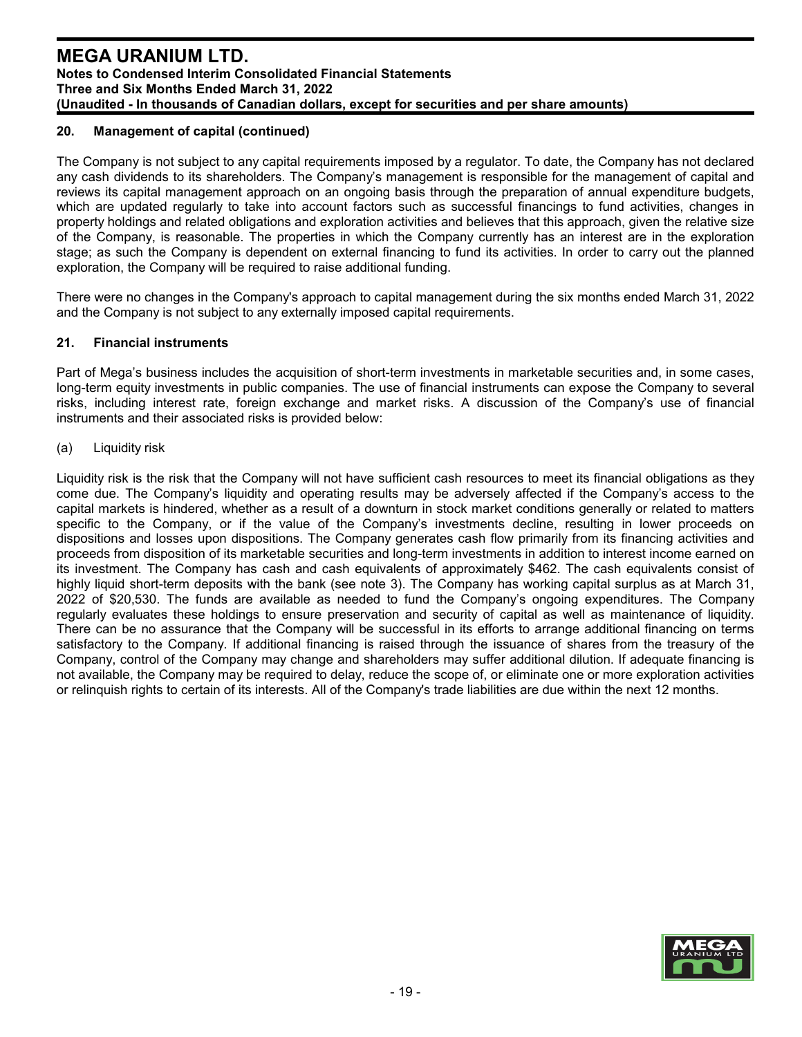## 20. Management of capital (continued)

The Company is not subject to any capital requirements imposed by a regulator. To date, the Company has not declared any cash dividends to its shareholders. The Company's management is responsible for the management of capital and reviews its capital management approach on an ongoing basis through the preparation of annual expenditure budgets, which are updated regularly to take into account factors such as successful financings to fund activities, changes in property holdings and related obligations and exploration activities and believes that this approach, given the relative size of the Company, is reasonable. The properties in which the Company currently has an interest are in the exploration stage; as such the Company is dependent on external financing to fund its activities. In order to carry out the planned exploration, the Company will be required to raise additional funding.

There were no changes in the Company's approach to capital management during the six months ended March 31, 2022 and the Company is not subject to any externally imposed capital requirements.

## 21. Financial instruments

Part of Mega's business includes the acquisition of short-term investments in marketable securities and, in some cases, long-term equity investments in public companies. The use of financial instruments can expose the Company to several risks, including interest rate, foreign exchange and market risks. A discussion of the Company's use of financial instruments and their associated risks is provided below:

(a) Liquidity risk

Liquidity risk is the risk that the Company will not have sufficient cash resources to meet its financial obligations as they come due. The Company's liquidity and operating results may be adversely affected if the Company's access to the capital markets is hindered, whether as a result of a downturn in stock market conditions generally or related to matters specific to the Company, or if the value of the Company's investments decline, resulting in lower proceeds on dispositions and losses upon dispositions. The Company generates cash flow primarily from its financing activities and proceeds from disposition of its marketable securities and long-term investments in addition to interest income earned on its investment. The Company has cash and cash equivalents of approximately $462. The cash equivalents consist of highly liquid short-term deposits with the bank (see note 3). The Company has working capital surplus as at March 31, 2022 of $20,530. The funds are available as needed to fund the Company's ongoing expenditures. The Company regularly evaluates these holdings to ensure preservation and security of capital as well as maintenance of liquidity. There can be no assurance that the Company will be successful in its efforts to arrange additional financing on terms satisfactory to the Company. If additional financing is raised through the issuance of shares from the treasury of the Company, control of the Company may change and shareholders may suffer additional dilution. If adequate financing is not available, the Company may be required to delay, reduce the scope of, or eliminate one or more exploration activities or relinquish rights to certain of its interests. All of the Company's trade liabilities are due within the next 12 months.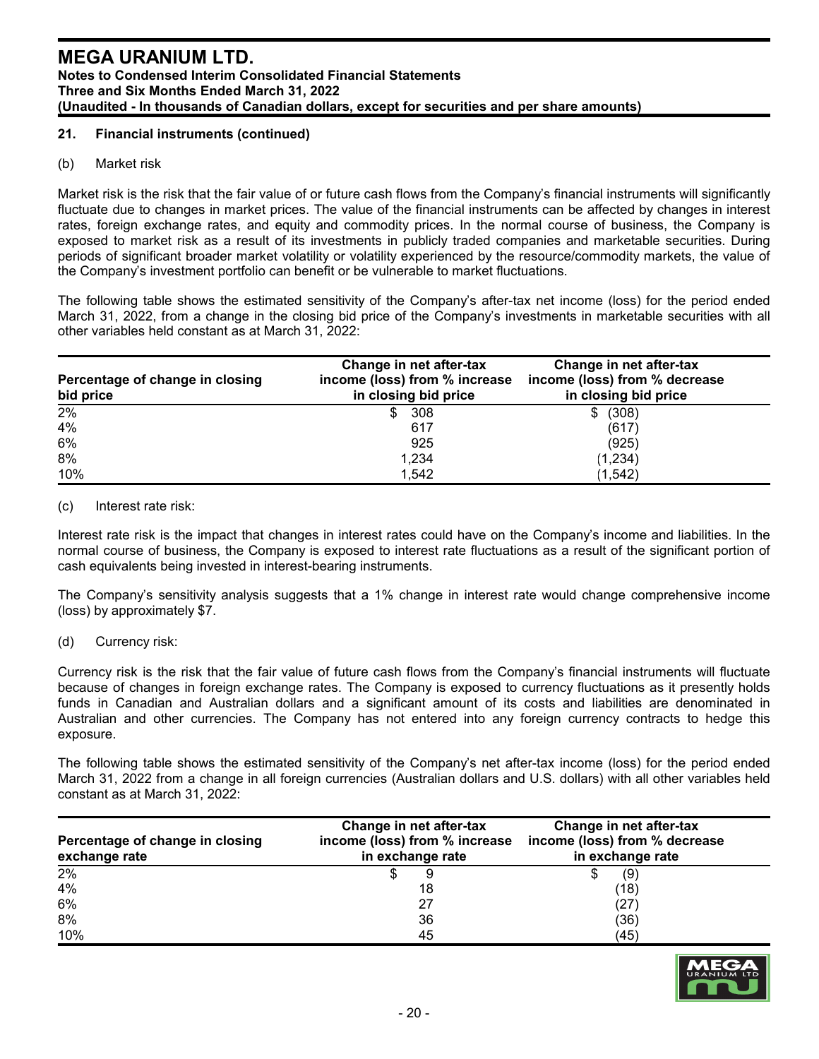## 21. Financial instruments (continued)

(b) Market risk

Market risk is the risk that the fair value of or future cash flows from the Company's financial instruments will significantly fluctuate due to changes in market prices. The value of the financial instruments can be affected by changes in interest rates, foreign exchange rates, and equity and commodity prices. In the normal course of business, the Company is exposed to market risk as a result of its investments in publicly traded companies and marketable securities. During periods of significant broader market volatility or volatility experienced by the resource/commodity markets, the value of the Company's investment portfolio can benefit or be vulnerable to market fluctuations.

The following table shows the estimated sensitivity of the Company's after-tax net income (loss) for the period ended March 31, 2022, from a change in the closing bid price of the Company's investments in marketable securities with all other variables held constant as at March 31, 2022:

| Percentage of change in closing bid price | Change in net after-tax income (loss) from % increase in closing bid price | Change in net after-tax income (loss) from % decrease in closing bid price |
|---|---|---|
| 2% | $ 308 | $ (308) |
| 4% | 617 | (617) |
| 6% | 925 | (925) |
| 8% | 1,234 | (1,234) |
| 10% | 1,542 | (1,542) |

(c) Interest rate risk:

Interest rate risk is the impact that changes in interest rates could have on the Company's income and liabilities. In the normal course of business, the Company is exposed to interest rate fluctuations as a result of the significant portion of cash equivalents being invested in interest-bearing instruments.

The Company's sensitivity analysis suggests that a 1% change in interest rate would change comprehensive income (loss) by approximately $7.

(d) Currency risk:

Currency risk is the risk that the fair value of future cash flows from the Company's financial instruments will fluctuate because of changes in foreign exchange rates. The Company is exposed to currency fluctuations as it presently holds funds in Canadian and Australian dollars and a significant amount of its costs and liabilities are denominated in Australian and other currencies. The Company has not entered into any foreign currency contracts to hedge this exposure.

The following table shows the estimated sensitivity of the Company's net after-tax income (loss) for the period ended March 31, 2022 from a change in all foreign currencies (Australian dollars and U.S. dollars) with all other variables held constant as at March 31, 2022:

| Percentage of change in closing exchange rate | Change in net after-tax income (loss) from % increase in exchange rate | Change in net after-tax income (loss) from % decrease in exchange rate |
|---|---|---|
| 2% | $ 9 | $ (9) |
| 4% | 18 | (18) |
| 6% | 27 | (27) |
| 8% | 36 | (36) |
| 10% | 45 | (45) |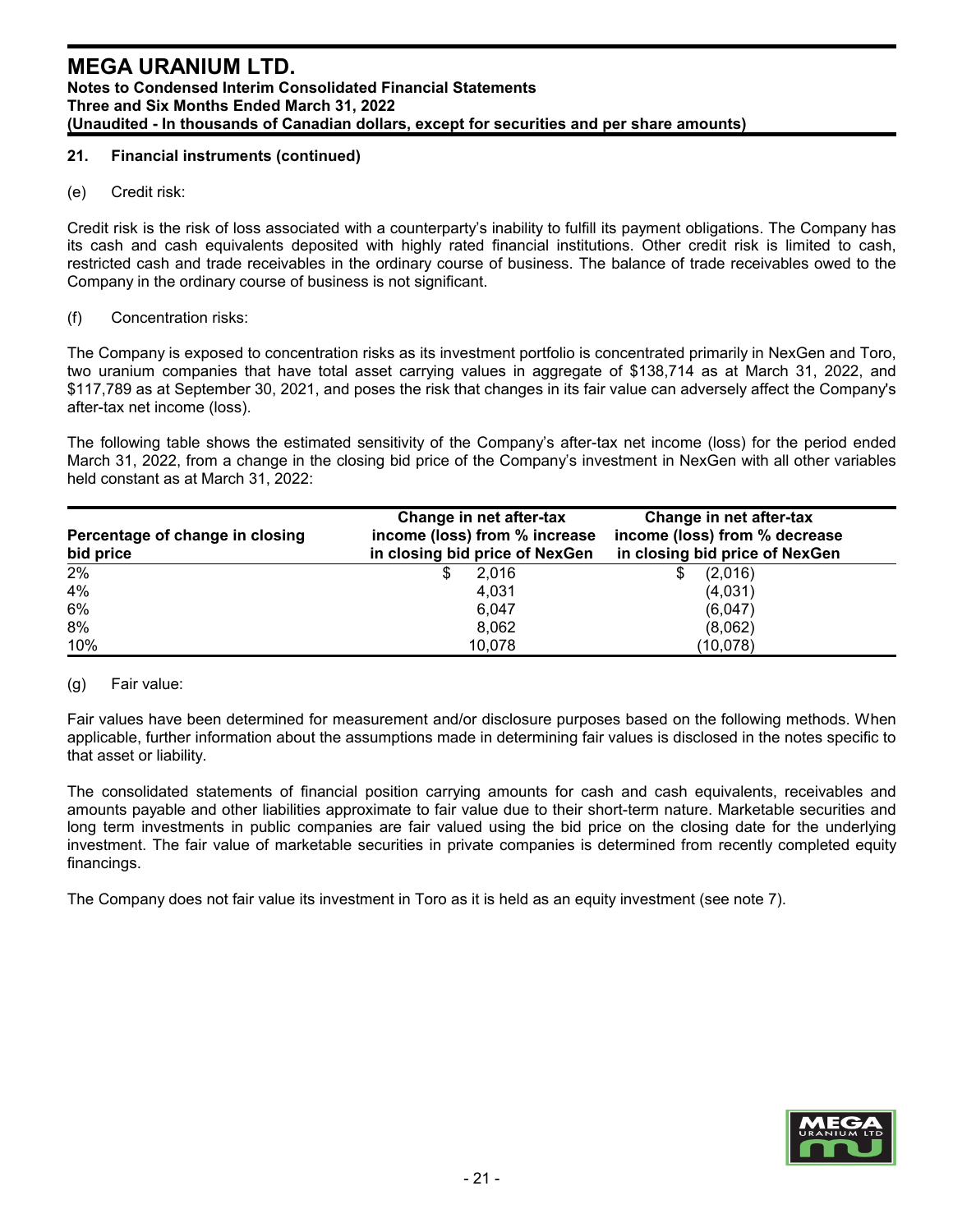## 21. Financial instruments (continued)

(e) Credit risk:

Credit risk is the risk of loss associated with a counterparty's inability to fulfill its payment obligations. The Company has its cash and cash equivalents deposited with highly rated financial institutions. Other credit risk is limited to cash, restricted cash and trade receivables in the ordinary course of business. The balance of trade receivables owed to the Company in the ordinary course of business is not significant.

(f) Concentration risks:

The Company is exposed to concentration risks as its investment portfolio is concentrated primarily in NexGen and Toro, two uranium companies that have total asset carrying values in aggregate of $138,714 as at March 31, 2022, and $117,789 as at September 30, 2021, and poses the risk that changes in its fair value can adversely affect the Company's after-tax net income (loss).

The following table shows the estimated sensitivity of the Company's after-tax net income (loss) for the period ended March 31, 2022, from a change in the closing bid price of the Company's investment in NexGen with all other variables held constant as at March 31, 2022:

| Percentage of change in closing bid price | Change in net after-tax income (loss) from % increase in closing bid price of NexGen | Change in net after-tax income (loss) from % decrease in closing bid price of NexGen |
|---|---|---|
| 2% | $ 2,016 | $ (2,016) |
| 4% | 4,031 | (4,031) |
| 6% | 6,047 | (6,047) |
| 8% | 8,062 | (8,062) |
| 10% | 10,078 | (10,078) |

(g) Fair value:

Fair values have been determined for measurement and/or disclosure purposes based on the following methods. When applicable, further information about the assumptions made in determining fair values is disclosed in the notes specific to that asset or liability.

The consolidated statements of financial position carrying amounts for cash and cash equivalents, receivables and amounts payable and other liabilities approximate to fair value due to their short-term nature. Marketable securities and long term investments in public companies are fair valued using the bid price on the closing date for the underlying investment. The fair value of marketable securities in private companies is determined from recently completed equity financings.

The Company does not fair value its investment in Toro as it is held as an equity investment (see note 7).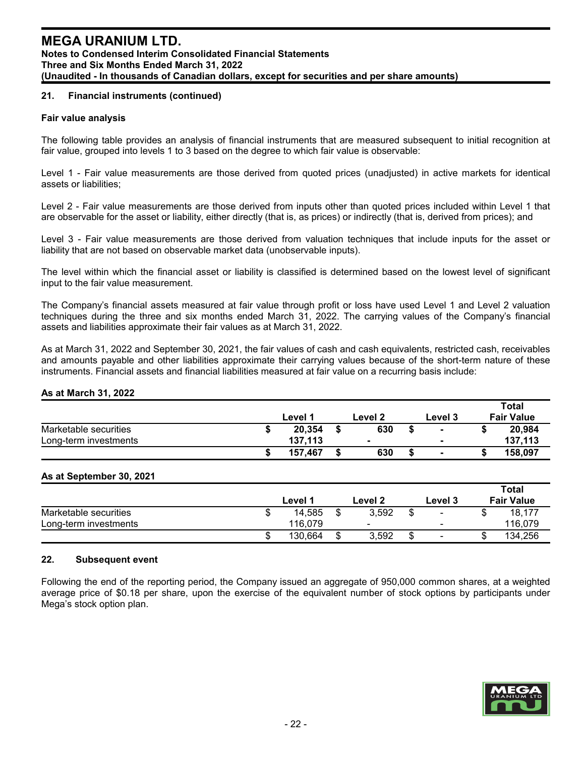## 21. Financial instruments (continued)

### Fair value analysis

The following table provides an analysis of financial instruments that are measured subsequent to initial recognition at fair value, grouped into levels 1 to 3 based on the degree to which fair value is observable:

Level 1 - Fair value measurements are those derived from quoted prices (unadjusted) in active markets for identical assets or liabilities;

Level 2 - Fair value measurements are those derived from inputs other than quoted prices included within Level 1 that are observable for the asset or liability, either directly (that is, as prices) or indirectly (that is, derived from prices); and

Level 3 - Fair value measurements are those derived from valuation techniques that include inputs for the asset or liability that are not based on observable market data (unobservable inputs).

The level within which the financial asset or liability is classified is determined based on the lowest level of significant input to the fair value measurement.

The Company's financial assets measured at fair value through profit or loss have used Level 1 and Level 2 valuation techniques during the three and six months ended March 31, 2022. The carrying values of the Company's financial assets and liabilities approximate their fair values as at March 31, 2022.

As at March 31, 2022 and September 30, 2021, the fair values of cash and cash equivalents, restricted cash, receivables and amounts payable and other liabilities approximate their carrying values because of the short-term nature of these instruments. Financial assets and financial liabilities measured at fair value on a recurring basis include:

**As at March 31, 2022**

| | Level 1 | Level 2 | Level 3 | Total Fair Value |
|---|---|---|---|---|
| Marketable securities | $ **20,354** | $ **630** | $ **-** | $ **20,984** |
| Long-term investments | **137,113** | **-** | **-** | **137,113** |
| | $ **157,467** | $ **630** | $ **-** | $ **158,097** |

**As at September 30, 2021**

| | Level 1 | Level 2 | Level 3 | Total Fair Value |
|---|---|---|---|---|
| Marketable securities | $ 14,585 | $ 3,592 | $ - | $ 18,177 |
| Long-term investments | 116,079 | - | - | 116,079 |
| | $ 130,664 | $ 3,592 | $ - | $ 134,256 |

## 22. Subsequent event

Following the end of the reporting period, the Company issued an aggregate of 950,000 common shares, at a weighted average price of $0.18 per share, upon the exercise of the equivalent number of stock options by participants under Mega's stock option plan.